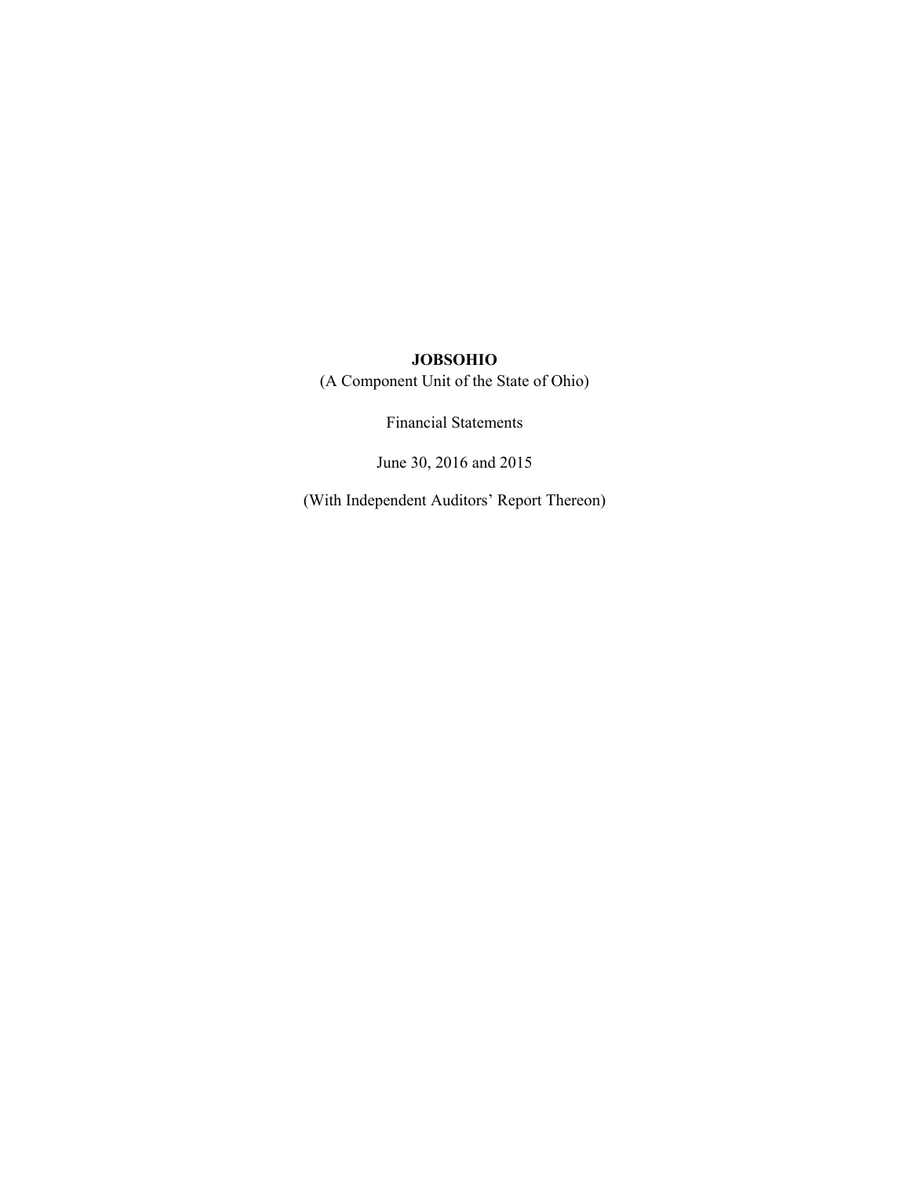# JOBSOHIO

(A Component Unit of the State of Ohio)

Financial Statements

June 30, 2016 and 2015

(With Independent Auditors' Report Thereon)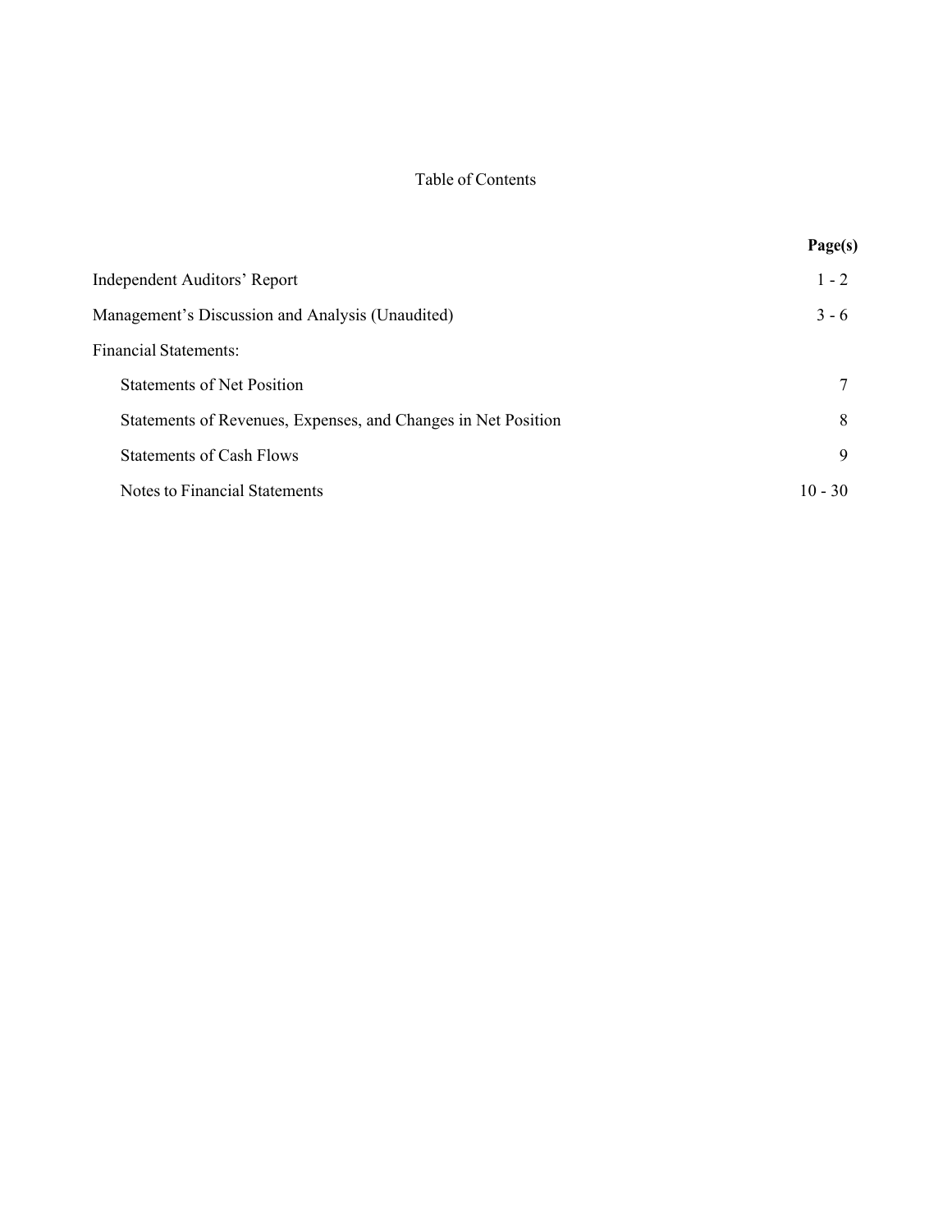# Table of Contents

| | Page(s) |
|---|---|
| Independent Auditors' Report | 1 - 2 |
| Management's Discussion and Analysis (Unaudited) | 3 - 6 |
| Financial Statements: | |
| Statements of Net Position | 7 |
| Statements of Revenues, Expenses, and Changes in Net Position | 8 |
| Statements of Cash Flows | 9 |
| Notes to Financial Statements | 10 - 30 |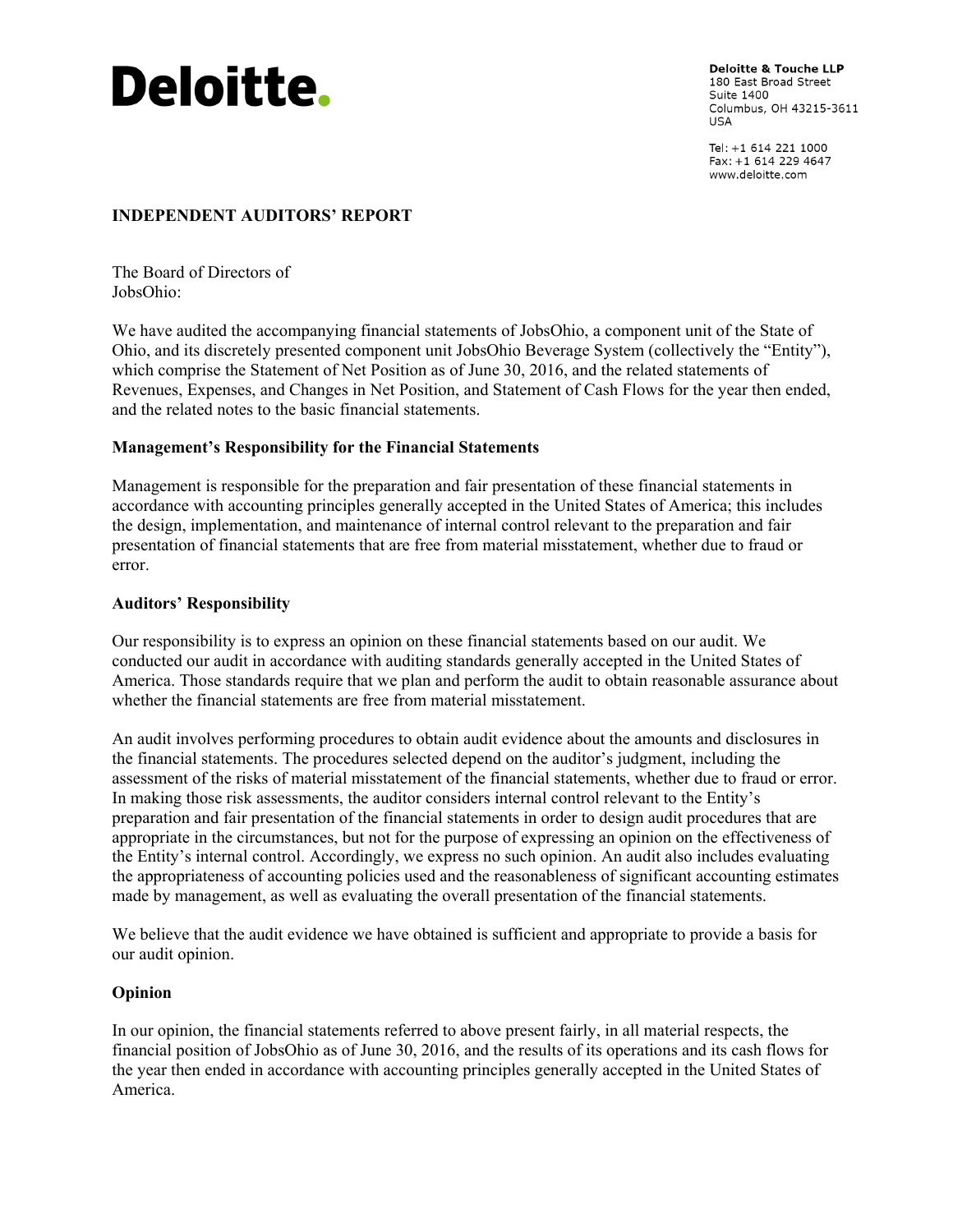**Deloitte.**

**Deloitte & Touche LLP**
180 East Broad Street
Suite 1400
Columbus, OH 43215-3611
USA

Tel: +1 614 221 1000
Fax: +1 614 229 4647
www.deloitte.com

## INDEPENDENT AUDITORS' REPORT

The Board of Directors of
JobsOhio:

We have audited the accompanying financial statements of JobsOhio, a component unit of the State of Ohio, and its discretely presented component unit JobsOhio Beverage System (collectively the "Entity"), which comprise the Statement of Net Position as of June 30, 2016, and the related statements of Revenues, Expenses, and Changes in Net Position, and Statement of Cash Flows for the year then ended, and the related notes to the basic financial statements.

### Management's Responsibility for the Financial Statements

Management is responsible for the preparation and fair presentation of these financial statements in accordance with accounting principles generally accepted in the United States of America; this includes the design, implementation, and maintenance of internal control relevant to the preparation and fair presentation of financial statements that are free from material misstatement, whether due to fraud or error.

### Auditors' Responsibility

Our responsibility is to express an opinion on these financial statements based on our audit. We conducted our audit in accordance with auditing standards generally accepted in the United States of America. Those standards require that we plan and perform the audit to obtain reasonable assurance about whether the financial statements are free from material misstatement.

An audit involves performing procedures to obtain audit evidence about the amounts and disclosures in the financial statements. The procedures selected depend on the auditor's judgment, including the assessment of the risks of material misstatement of the financial statements, whether due to fraud or error. In making those risk assessments, the auditor considers internal control relevant to the Entity's preparation and fair presentation of the financial statements in order to design audit procedures that are appropriate in the circumstances, but not for the purpose of expressing an opinion on the effectiveness of the Entity's internal control. Accordingly, we express no such opinion. An audit also includes evaluating the appropriateness of accounting policies used and the reasonableness of significant accounting estimates made by management, as well as evaluating the overall presentation of the financial statements.

We believe that the audit evidence we have obtained is sufficient and appropriate to provide a basis for our audit opinion.

### Opinion

In our opinion, the financial statements referred to above present fairly, in all material respects, the financial position of JobsOhio as of June 30, 2016, and the results of its operations and its cash flows for the year then ended in accordance with accounting principles generally accepted in the United States of America.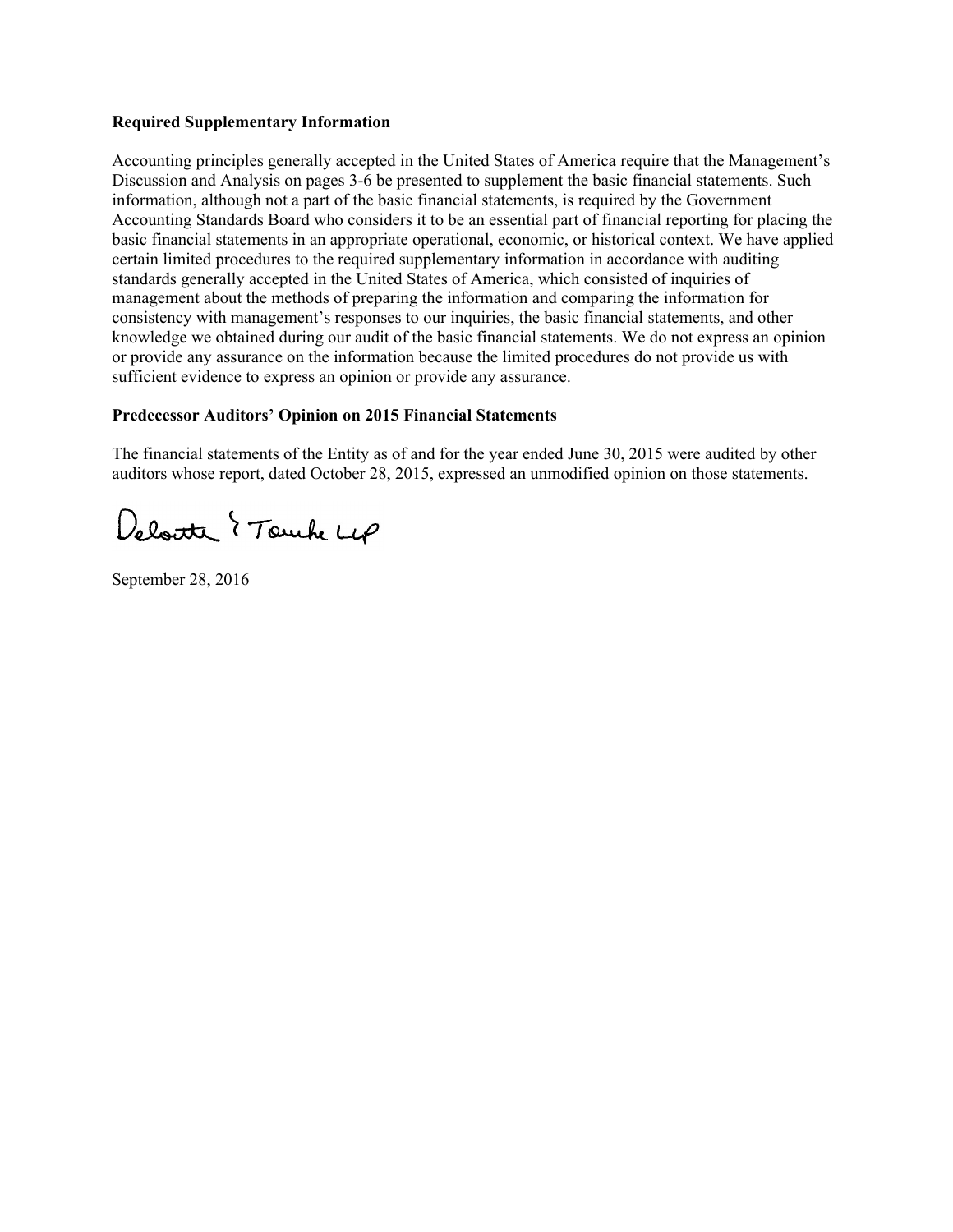**Required Supplementary Information**

Accounting principles generally accepted in the United States of America require that the Management's Discussion and Analysis on pages 3-6 be presented to supplement the basic financial statements. Such information, although not a part of the basic financial statements, is required by the Government Accounting Standards Board who considers it to be an essential part of financial reporting for placing the basic financial statements in an appropriate operational, economic, or historical context. We have applied certain limited procedures to the required supplementary information in accordance with auditing standards generally accepted in the United States of America, which consisted of inquiries of management about the methods of preparing the information and comparing the information for consistency with management's responses to our inquiries, the basic financial statements, and other knowledge we obtained during our audit of the basic financial statements. We do not express an opinion or provide any assurance on the information because the limited procedures do not provide us with sufficient evidence to express an opinion or provide any assurance.

**Predecessor Auditors' Opinion on 2015 Financial Statements**

The financial statements of the Entity as of and for the year ended June 30, 2015 were audited by other auditors whose report, dated October 28, 2015, expressed an unmodified opinion on those statements.

Deloitte & Touche LLP

September 28, 2016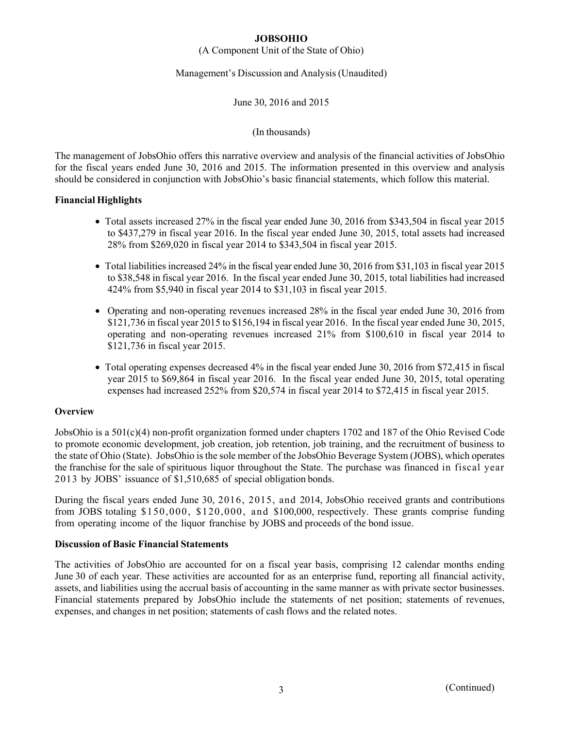**JOBSOHIO**

(A Component Unit of the State of Ohio)

Management's Discussion and Analysis (Unaudited)

June 30, 2016 and 2015

(In thousands)

The management of JobsOhio offers this narrative overview and analysis of the financial activities of JobsOhio for the fiscal years ended June 30, 2016 and 2015. The information presented in this overview and analysis should be considered in conjunction with JobsOhio's basic financial statements, which follow this material.

## Financial Highlights

- Total assets increased 27% in the fiscal year ended June 30, 2016 from $343,504 in fiscal year 2015 to $437,279 in fiscal year 2016. In the fiscal year ended June 30, 2015, total assets had increased 28% from $269,020 in fiscal year 2014 to $343,504 in fiscal year 2015.
- Total liabilities increased 24% in the fiscal year ended June 30, 2016 from $31,103 in fiscal year 2015 to $38,548 in fiscal year 2016. In the fiscal year ended June 30, 2015, total liabilities had increased 424% from $5,940 in fiscal year 2014 to $31,103 in fiscal year 2015.
- Operating and non-operating revenues increased 28% in the fiscal year ended June 30, 2016 from $121,736 in fiscal year 2015 to $156,194 in fiscal year 2016. In the fiscal year ended June 30, 2015, operating and non-operating revenues increased 21% from $100,610 in fiscal year 2014 to $121,736 in fiscal year 2015.
- Total operating expenses decreased 4% in the fiscal year ended June 30, 2016 from $72,415 in fiscal year 2015 to $69,864 in fiscal year 2016. In the fiscal year ended June 30, 2015, total operating expenses had increased 252% from $20,574 in fiscal year 2014 to $72,415 in fiscal year 2015.

## Overview

JobsOhio is a 501(c)(4) non-profit organization formed under chapters 1702 and 187 of the Ohio Revised Code to promote economic development, job creation, job retention, job training, and the recruitment of business to the state of Ohio (State). JobsOhio is the sole member of the JobsOhio Beverage System (JOBS), which operates the franchise for the sale of spirituous liquor throughout the State. The purchase was financed in fiscal year 2013 by JOBS' issuance of $1,510,685 of special obligation bonds.

During the fiscal years ended June 30, 2016, 2015, and 2014, JobsOhio received grants and contributions from JOBS totaling $150,000, $120,000, and $100,000, respectively. These grants comprise funding from operating income of the liquor franchise by JOBS and proceeds of the bond issue.

## Discussion of Basic Financial Statements

The activities of JobsOhio are accounted for on a fiscal year basis, comprising 12 calendar months ending June 30 of each year. These activities are accounted for as an enterprise fund, reporting all financial activity, assets, and liabilities using the accrual basis of accounting in the same manner as with private sector businesses. Financial statements prepared by JobsOhio include the statements of net position; statements of revenues, expenses, and changes in net position; statements of cash flows and the related notes.

(Continued)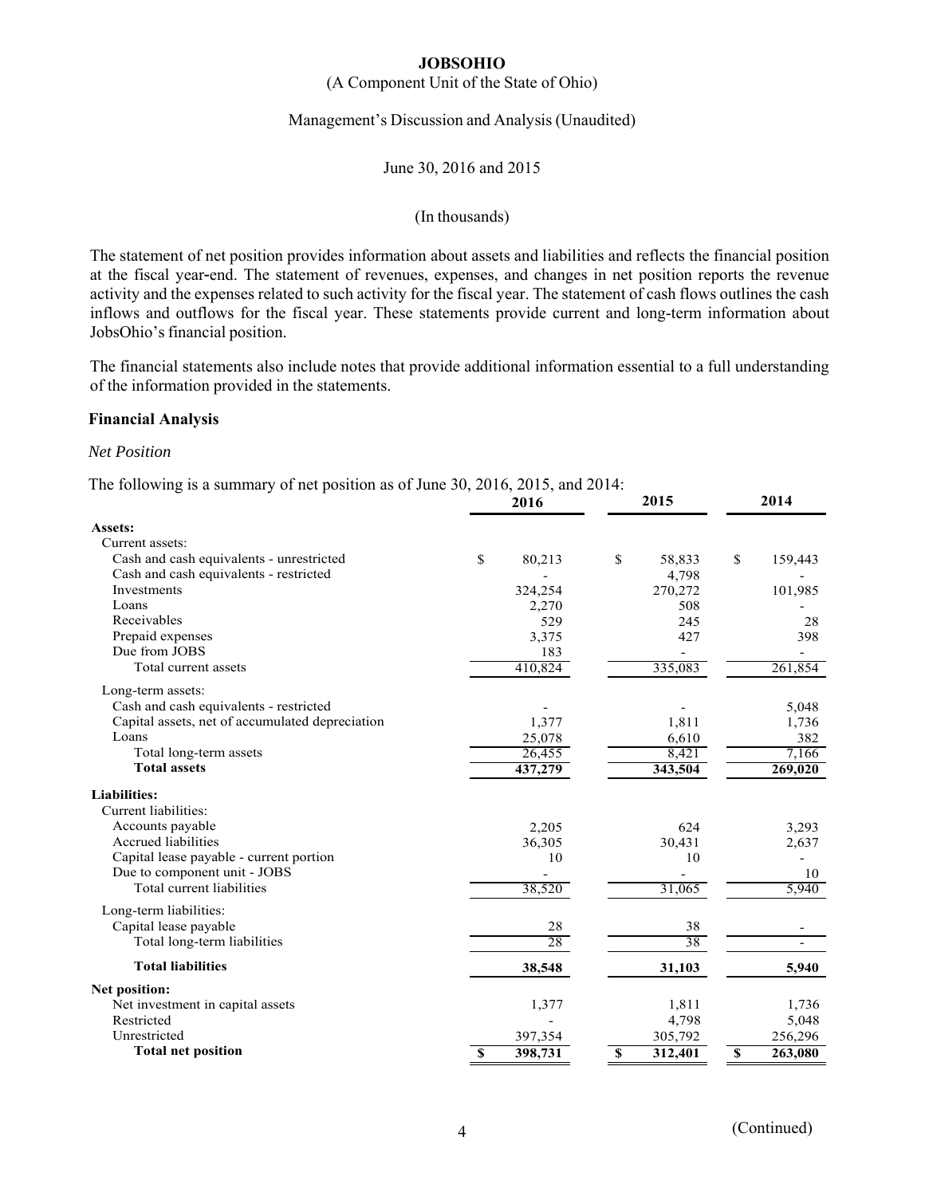**JOBSOHIO**

(A Component Unit of the State of Ohio)

Management's Discussion and Analysis (Unaudited)

June 30, 2016 and 2015

(In thousands)

The statement of net position provides information about assets and liabilities and reflects the financial position at the fiscal year-end. The statement of revenues, expenses, and changes in net position reports the revenue activity and the expenses related to such activity for the fiscal year. The statement of cash flows outlines the cash inflows and outflows for the fiscal year. These statements provide current and long-term information about JobsOhio's financial position.

The financial statements also include notes that provide additional information essential to a full understanding of the information provided in the statements.

## Financial Analysis

*Net Position*

The following is a summary of net position as of June 30, 2016, 2015, and 2014:

| | 2016 | 2015 | 2014 |
|---|---|---|---|
| **Assets:** | | | |
| Current assets: | | | |
| Cash and cash equivalents - unrestricted | $ 80,213 | $ 58,833 | $ 159,443 |
| Cash and cash equivalents - restricted | - | 4,798 | - |
| Investments | 324,254 | 270,272 | 101,985 |
| Loans | 2,270 | 508 | - |
| Receivables | 529 | 245 | 28 |
| Prepaid expenses | 3,375 | 427 | 398 |
| Due from JOBS | 183 | - | - |
| Total current assets | 410,824 | 335,083 | 261,854 |
| Long-term assets: | | | |
| Cash and cash equivalents - restricted | - | - | 5,048 |
| Capital assets, net of accumulated depreciation | 1,377 | 1,811 | 1,736 |
| Loans | 25,078 | 6,610 | 382 |
| Total long-term assets | 26,455 | 8,421 | 7,166 |
| **Total assets** | **437,279** | **343,504** | **269,020** |
| **Liabilities:** | | | |
| Current liabilities: | | | |
| Accounts payable | 2,205 | 624 | 3,293 |
| Accrued liabilities | 36,305 | 30,431 | 2,637 |
| Capital lease payable - current portion | 10 | 10 | - |
| Due to component unit - JOBS | - | - | 10 |
| Total current liabilities | 38,520 | 31,065 | 5,940 |
| Long-term liabilities: | | | |
| Capital lease payable | 28 | 38 | - |
| Total long-term liabilities | 28 | 38 | - |
| **Total liabilities** | **38,548** | **31,103** | **5,940** |
| **Net position:** | | | |
| Net investment in capital assets | 1,377 | 1,811 | 1,736 |
| Restricted | - | 4,798 | 5,048 |
| Unrestricted | 397,354 | 305,792 | 256,296 |
| **Total net position** | **$ 398,731** | **$ 312,401** | **$ 263,080** |

(Continued)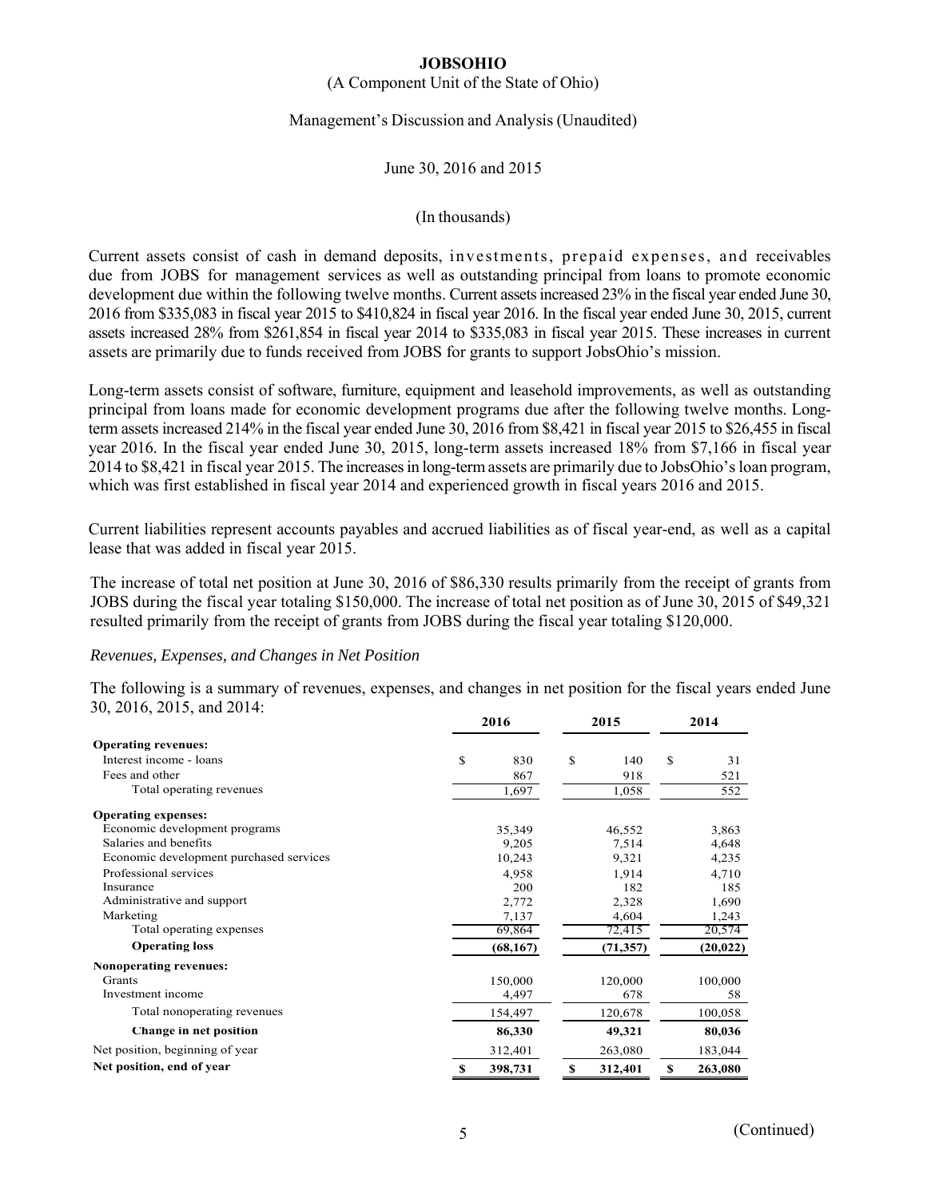# JOBSOHIO

(A Component Unit of the State of Ohio)

Management's Discussion and Analysis (Unaudited)

June 30, 2016 and 2015

(In thousands)

Current assets consist of cash in demand deposits, investments, prepaid expenses, and receivables due from JOBS for management services as well as outstanding principal from loans to promote economic development due within the following twelve months. Current assets increased 23% in the fiscal year ended June 30, 2016 from $335,083 in fiscal year 2015 to $410,824 in fiscal year 2016. In the fiscal year ended June 30, 2015, current assets increased 28% from $261,854 in fiscal year 2014 to $335,083 in fiscal year 2015. These increases in current assets are primarily due to funds received from JOBS for grants to support JobsOhio's mission.

Long-term assets consist of software, furniture, equipment and leasehold improvements, as well as outstanding principal from loans made for economic development programs due after the following twelve months. Long-term assets increased 214% in the fiscal year ended June 30, 2016 from $8,421 in fiscal year 2015 to $26,455 in fiscal year 2016. In the fiscal year ended June 30, 2015, long-term assets increased 18% from $7,166 in fiscal year 2014 to $8,421 in fiscal year 2015. The increases in long-term assets are primarily due to JobsOhio's loan program, which was first established in fiscal year 2014 and experienced growth in fiscal years 2016 and 2015.

Current liabilities represent accounts payables and accrued liabilities as of fiscal year-end, as well as a capital lease that was added in fiscal year 2015.

The increase of total net position at June 30, 2016 of $86,330 results primarily from the receipt of grants from JOBS during the fiscal year totaling $150,000. The increase of total net position as of June 30, 2015 of $49,321 resulted primarily from the receipt of grants from JOBS during the fiscal year totaling $120,000.

*Revenues, Expenses, and Changes in Net Position*

The following is a summary of revenues, expenses, and changes in net position for the fiscal years ended June 30, 2016, 2015, and 2014:

| | 2016 | 2015 | 2014 |
|---|---|---|---|
| **Operating revenues:** | | | |
| Interest income - loans | $ 830 | $ 140 | $ 31 |
| Fees and other | 867 | 918 | 521 |
| Total operating revenues | 1,697 | 1,058 | 552 |
| **Operating expenses:** | | | |
| Economic development programs | 35,349 | 46,552 | 3,863 |
| Salaries and benefits | 9,205 | 7,514 | 4,648 |
| Economic development purchased services | 10,243 | 9,321 | 4,235 |
| Professional services | 4,958 | 1,914 | 4,710 |
| Insurance | 200 | 182 | 185 |
| Administrative and support | 2,772 | 2,328 | 1,690 |
| Marketing | 7,137 | 4,604 | 1,243 |
| Total operating expenses | 69,864 | 72,415 | 20,574 |
| **Operating loss** | **(68,167)** | **(71,357)** | **(20,022)** |
| **Nonoperating revenues:** | | | |
| Grants | 150,000 | 120,000 | 100,000 |
| Investment income | 4,497 | 678 | 58 |
| Total nonoperating revenues | 154,497 | 120,678 | 100,058 |
| **Change in net position** | **86,330** | **49,321** | **80,036** |
| Net position, beginning of year | 312,401 | 263,080 | 183,044 |
| **Net position, end of year** | **$ 398,731** | **$ 312,401** | **$ 263,080** |

(Continued)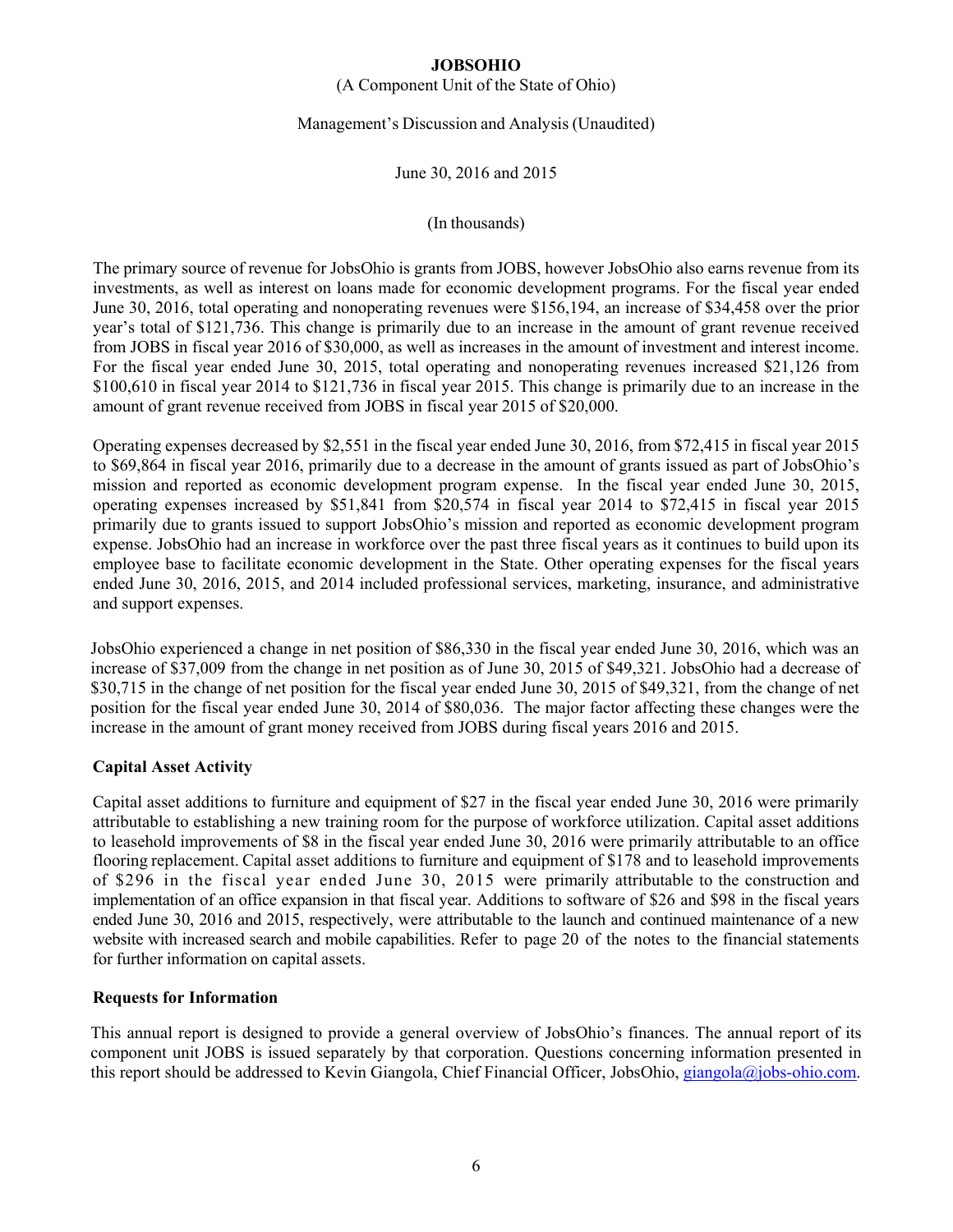The primary source of revenue for JobsOhio is grants from JOBS, however JobsOhio also earns revenue from its investments, as well as interest on loans made for economic development programs. For the fiscal year ended June 30, 2016, total operating and nonoperating revenues were $156,194, an increase of $34,458 over the prior year's total of $121,736. This change is primarily due to an increase in the amount of grant revenue received from JOBS in fiscal year 2016 of $30,000, as well as increases in the amount of investment and interest income. For the fiscal year ended June 30, 2015, total operating and nonoperating revenues increased $21,126 from $100,610 in fiscal year 2014 to $121,736 in fiscal year 2015. This change is primarily due to an increase in the amount of grant revenue received from JOBS in fiscal year 2015 of $20,000.

Operating expenses decreased by $2,551 in the fiscal year ended June 30, 2016, from $72,415 in fiscal year 2015 to $69,864 in fiscal year 2016, primarily due to a decrease in the amount of grants issued as part of JobsOhio's mission and reported as economic development program expense. In the fiscal year ended June 30, 2015, operating expenses increased by $51,841 from $20,574 in fiscal year 2014 to $72,415 in fiscal year 2015 primarily due to grants issued to support JobsOhio's mission and reported as economic development program expense. JobsOhio had an increase in workforce over the past three fiscal years as it continues to build upon its employee base to facilitate economic development in the State. Other operating expenses for the fiscal years ended June 30, 2016, 2015, and 2014 included professional services, marketing, insurance, and administrative and support expenses.

JobsOhio experienced a change in net position of $86,330 in the fiscal year ended June 30, 2016, which was an increase of $37,009 from the change in net position as of June 30, 2015 of $49,321. JobsOhio had a decrease of $30,715 in the change of net position for the fiscal year ended June 30, 2015 of $49,321, from the change of net position for the fiscal year ended June 30, 2014 of $80,036. The major factor affecting these changes were the increase in the amount of grant money received from JOBS during fiscal years 2016 and 2015.

**Capital Asset Activity**

Capital asset additions to furniture and equipment of $27 in the fiscal year ended June 30, 2016 were primarily attributable to establishing a new training room for the purpose of workforce utilization. Capital asset additions to leasehold improvements of $8 in the fiscal year ended June 30, 2016 were primarily attributable to an office flooring replacement. Capital asset additions to furniture and equipment of $178 and to leasehold improvements of $296 in the fiscal year ended June 30, 2015 were primarily attributable to the construction and implementation of an office expansion in that fiscal year. Additions to software of $26 and $98 in the fiscal years ended June 30, 2016 and 2015, respectively, were attributable to the launch and continued maintenance of a new website with increased search and mobile capabilities. Refer to page 20 of the notes to the financial statements for further information on capital assets.

**Requests for Information**

This annual report is designed to provide a general overview of JobsOhio's finances. The annual report of its component unit JOBS is issued separately by that corporation. Questions concerning information presented in this report should be addressed to Kevin Giangola, Chief Financial Officer, JobsOhio, giangola@jobs-ohio.com.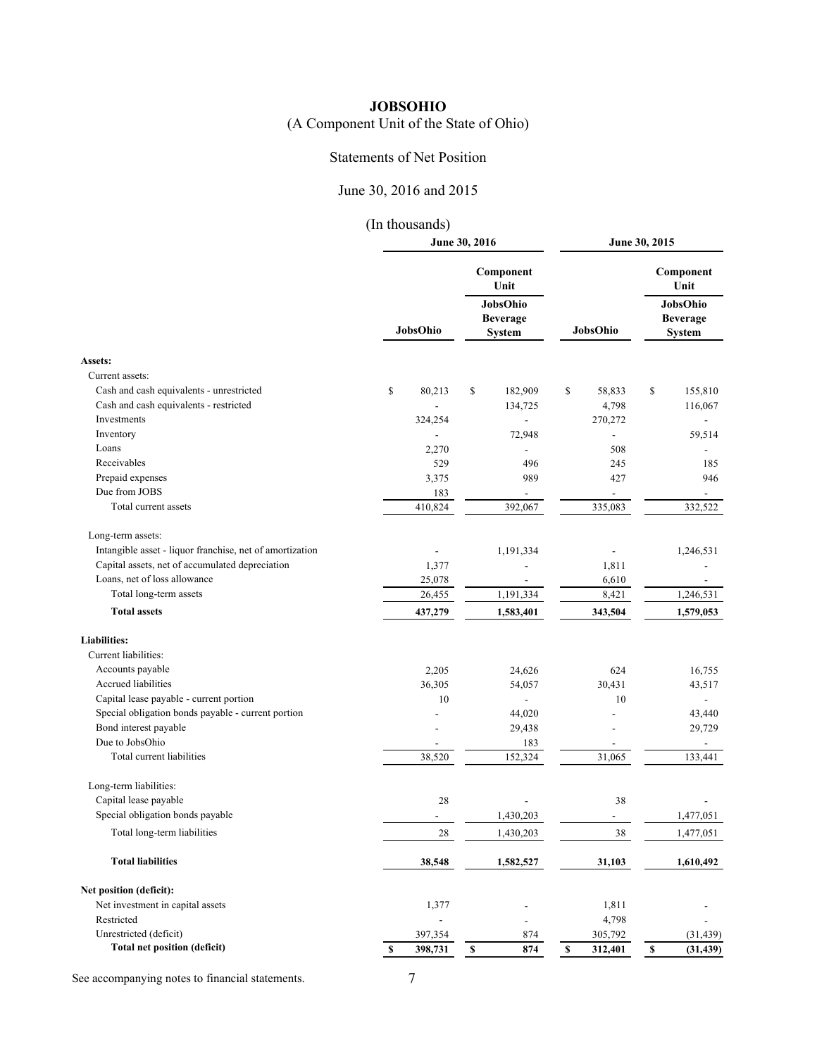# JOBSOHIO

(A Component Unit of the State of Ohio)

Statements of Net Position

June 30, 2016 and 2015

(In thousands)

| | June 30, 2016 | | June 30, 2015 | |
|---|---|---|---|---|
| | | Component Unit | | Component Unit |
| | JobsOhio | JobsOhio Beverage System | JobsOhio | JobsOhio Beverage System |
| **Assets:** | | | | |
| Current assets: | | | | |
| Cash and cash equivalents - unrestricted | $ 80,213 | $ 182,909 | $ 58,833 | $ 155,810 |
| Cash and cash equivalents - restricted | - | 134,725 | 4,798 | 116,067 |
| Investments | 324,254 | - | 270,272 | - |
| Inventory | - | 72,948 | - | 59,514 |
| Loans | 2,270 | - | 508 | - |
| Receivables | 529 | 496 | 245 | 185 |
| Prepaid expenses | 3,375 | 989 | 427 | 946 |
| Due from JOBS | 183 | - | - | - |
| Total current assets | 410,824 | 392,067 | 335,083 | 332,522 |
| Long-term assets: | | | | |
| Intangible asset - liquor franchise, net of amortization | - | 1,191,334 | - | 1,246,531 |
| Capital assets, net of accumulated depreciation | 1,377 | - | 1,811 | - |
| Loans, net of loss allowance | 25,078 | - | 6,610 | - |
| Total long-term assets | 26,455 | 1,191,334 | 8,421 | 1,246,531 |
| **Total assets** | **437,279** | **1,583,401** | **343,504** | **1,579,053** |
| **Liabilities:** | | | | |
| Current liabilities: | | | | |
| Accounts payable | 2,205 | 24,626 | 624 | 16,755 |
| Accrued liabilities | 36,305 | 54,057 | 30,431 | 43,517 |
| Capital lease payable - current portion | 10 | - | 10 | - |
| Special obligation bonds payable - current portion | - | 44,020 | - | 43,440 |
| Bond interest payable | - | 29,438 | - | 29,729 |
| Due to JobsOhio | - | 183 | - | - |
| Total current liabilities | 38,520 | 152,324 | 31,065 | 133,441 |
| Long-term liabilities: | | | | |
| Capital lease payable | 28 | - | 38 | - |
| Special obligation bonds payable | - | 1,430,203 | - | 1,477,051 |
| Total long-term liabilities | 28 | 1,430,203 | 38 | 1,477,051 |
| **Total liabilities** | **38,548** | **1,582,527** | **31,103** | **1,610,492** |
| **Net position (deficit):** | | | | |
| Net investment in capital assets | 1,377 | - | 1,811 | - |
| Restricted | - | - | 4,798 | - |
| Unrestricted (deficit) | 397,354 | 874 | 305,792 | (31,439) |
| **Total net position (deficit)** | **$ 398,731** | **$ 874** | **$ 312,401** | **$ (31,439)** |

See accompanying notes to financial statements.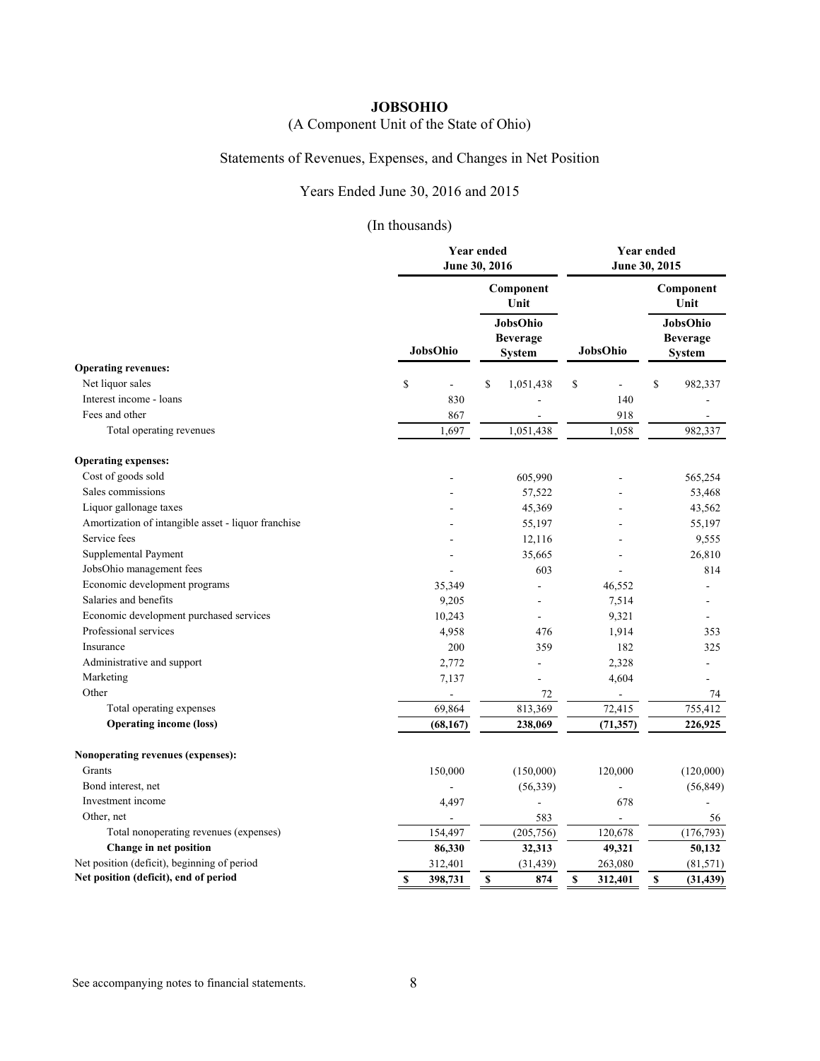**JOBSOHIO**

(A Component Unit of the State of Ohio)

Statements of Revenues, Expenses, and Changes in Net Position

Years Ended June 30, 2016 and 2015

(In thousands)

| | Year ended June 30, 2016 | | Year ended June 30, 2015 | |
|---|---|---|---|---|
| | | Component Unit | | Component Unit |
| | JobsOhio | JobsOhio Beverage System | JobsOhio | JobsOhio Beverage System |
| **Operating revenues:** | | | | |
| Net liquor sales | $ - | $ 1,051,438 | $ - | $ 982,337 |
| Interest income - loans | 830 | - | 140 | - |
| Fees and other | 867 | - | 918 | - |
| Total operating revenues | 1,697 | 1,051,438 | 1,058 | 982,337 |
| **Operating expenses:** | | | | |
| Cost of goods sold | - | 605,990 | - | 565,254 |
| Sales commissions | - | 57,522 | - | 53,468 |
| Liquor gallonage taxes | - | 45,369 | - | 43,562 |
| Amortization of intangible asset - liquor franchise | - | 55,197 | - | 55,197 |
| Service fees | - | 12,116 | - | 9,555 |
| Supplemental Payment | - | 35,665 | - | 26,810 |
| JobsOhio management fees | - | 603 | - | 814 |
| Economic development programs | 35,349 | - | 46,552 | - |
| Salaries and benefits | 9,205 | - | 7,514 | - |
| Economic development purchased services | 10,243 | - | 9,321 | - |
| Professional services | 4,958 | 476 | 1,914 | 353 |
| Insurance | 200 | 359 | 182 | 325 |
| Administrative and support | 2,772 | - | 2,328 | - |
| Marketing | 7,137 | - | 4,604 | - |
| Other | - | 72 | - | 74 |
| Total operating expenses | 69,864 | 813,369 | 72,415 | 755,412 |
| **Operating income (loss)** | **(68,167)** | **238,069** | **(71,357)** | **226,925** |
| **Nonoperating revenues (expenses):** | | | | |
| Grants | 150,000 | (150,000) | 120,000 | (120,000) |
| Bond interest, net | - | (56,339) | - | (56,849) |
| Investment income | 4,497 | - | 678 | - |
| Other, net | - | 583 | - | 56 |
| Total nonoperating revenues (expenses) | 154,497 | (205,756) | 120,678 | (176,793) |
| **Change in net position** | **86,330** | **32,313** | **49,321** | **50,132** |
| Net position (deficit), beginning of period | 312,401 | (31,439) | 263,080 | (81,571) |
| **Net position (deficit), end of period** | **$ 398,731** | **$ 874** | **$ 312,401** | **$ (31,439)** |

See accompanying notes to financial statements.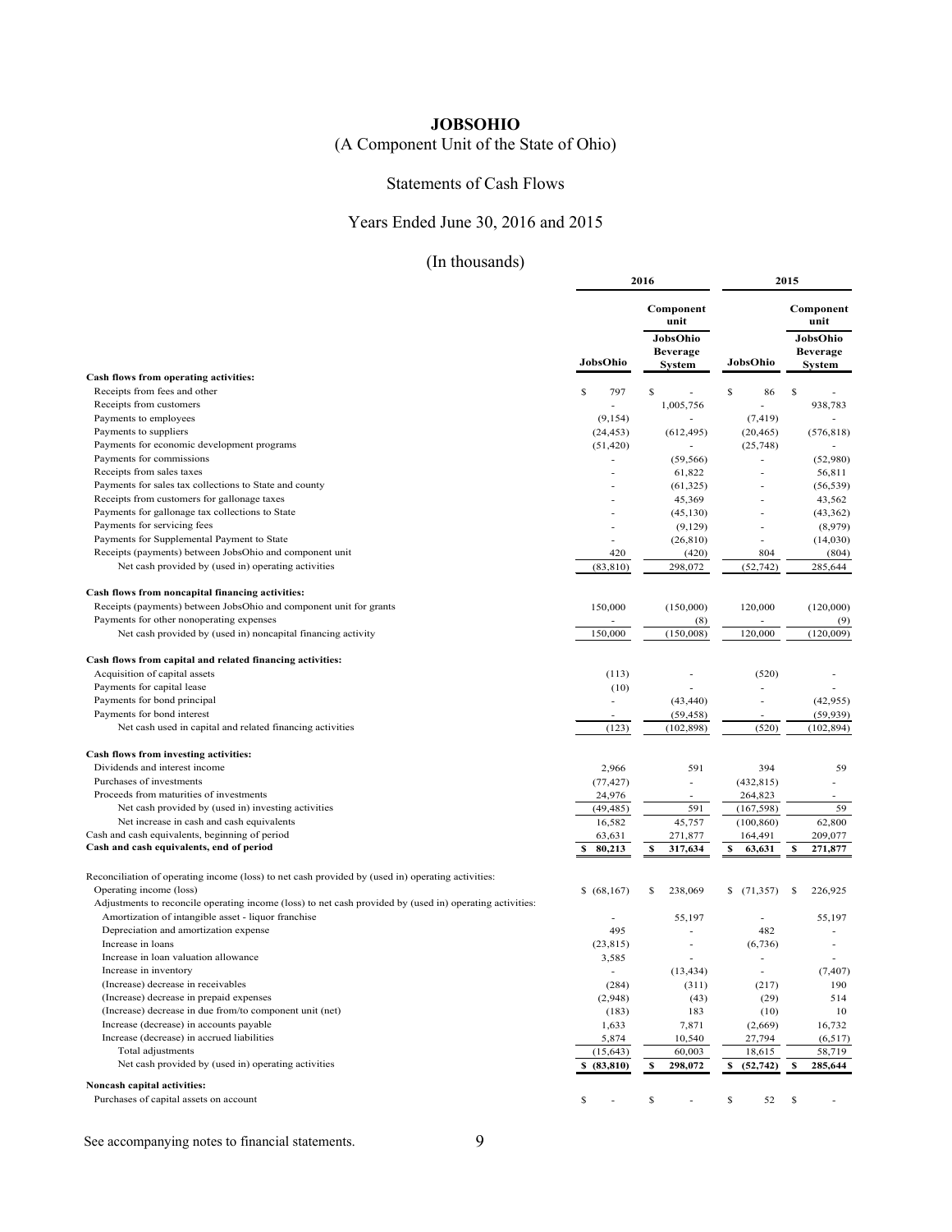# JOBSOHIO

(A Component Unit of the State of Ohio)

Statements of Cash Flows

Years Ended June 30, 2016 and 2015

(In thousands)

| | 2016 | | 2015 | |
|---|---|---|---|---|
| | | Component unit | | Component unit |
| | JobsOhio | JobsOhio Beverage System | JobsOhio | JobsOhio Beverage System |
| **Cash flows from operating activities:** | | | | |
| Receipts from fees and other | $ 797 | $ - | $ 86 | $ - |
| Receipts from customers | - | 1,005,756 | - | 938,783 |
| Payments to employees | (9,154) | - | (7,419) | - |
| Payments to suppliers | (24,453) | (612,495) | (20,465) | (576,818) |
| Payments for economic development programs | (51,420) | - | (25,748) | - |
| Payments for commissions | - | (59,566) | - | (52,980) |
| Receipts from sales taxes | - | 61,822 | - | 56,811 |
| Payments for sales tax collections to State and county | - | (61,325) | - | (56,539) |
| Receipts from customers for gallonage taxes | - | 45,369 | - | 43,562 |
| Payments for gallonage tax collections to State | - | (45,130) | - | (43,362) |
| Payments for servicing fees | - | (9,129) | - | (8,979) |
| Payments for Supplemental Payment to State | - | (26,810) | - | (14,030) |
| Receipts (payments) between JobsOhio and component unit | 420 | (420) | 804 | (804) |
| Net cash provided by (used in) operating activities | (83,810) | 298,072 | (52,742) | 285,644 |
| **Cash flows from noncapital financing activities:** | | | | |
| Receipts (payments) between JobsOhio and component unit for grants | 150,000 | (150,000) | 120,000 | (120,000) |
| Payments for other nonoperating expenses | - | (8) | - | (9) |
| Net cash provided by (used in) noncapital financing activity | 150,000 | (150,008) | 120,000 | (120,009) |
| **Cash flows from capital and related financing activities:** | | | | |
| Acquisition of capital assets | (113) | - | (520) | - |
| Payments for capital lease | (10) | - | - | - |
| Payments for bond principal | - | (43,440) | - | (42,955) |
| Payments for bond interest | - | (59,458) | - | (59,939) |
| Net cash used in capital and related financing activities | (123) | (102,898) | (520) | (102,894) |
| **Cash flows from investing activities:** | | | | |
| Dividends and interest income | 2,966 | 591 | 394 | 59 |
| Purchases of investments | (77,427) | - | (432,815) | - |
| Proceeds from maturities of investments | 24,976 | - | 264,823 | - |
| Net cash provided by (used in) investing activities | (49,485) | 591 | (167,598) | 59 |
| Net increase in cash and cash equivalents | 16,582 | 45,757 | (100,860) | 62,800 |
| Cash and cash equivalents, beginning of period | 63,631 | 271,877 | 164,491 | 209,077 |
| **Cash and cash equivalents, end of period** | **$ 80,213** | **$ 317,634** | **$ 63,631** | **$ 271,877** |
| Reconciliation of operating income (loss) to net cash provided by (used in) operating activities: | | | | |
| Operating income (loss) | $ (68,167) | $ 238,069 | $ (71,357) | $ 226,925 |
| Adjustments to reconcile operating income (loss) to net cash provided by (used in) operating activities: | | | | |
| Amortization of intangible asset - liquor franchise | - | 55,197 | - | 55,197 |
| Depreciation and amortization expense | 495 | - | 482 | - |
| Increase in loans | (23,815) | - | (6,736) | - |
| Increase in loan valuation allowance | 3,585 | - | - | - |
| Increase in inventory | - | (13,434) | - | (7,407) |
| (Increase) decrease in receivables | (284) | (311) | (217) | 190 |
| (Increase) decrease in prepaid expenses | (2,948) | (43) | (29) | 514 |
| (Increase) decrease in due from/to component unit (net) | (183) | 183 | (10) | 10 |
| Increase (decrease) in accounts payable | 1,633 | 7,871 | (2,669) | 16,732 |
| Increase (decrease) in accrued liabilities | 5,874 | 10,540 | 27,794 | (6,517) |
| Total adjustments | (15,643) | 60,003 | 18,615 | 58,719 |
| Net cash provided by (used in) operating activities | **$ (83,810)** | **$ 298,072** | **$ (52,742)** | **$ 285,644** |
| **Noncash capital activities:** | | | | |
| Purchases of capital assets on account | $ - | $ - | $ 52 | $ - |

See accompanying notes to financial statements.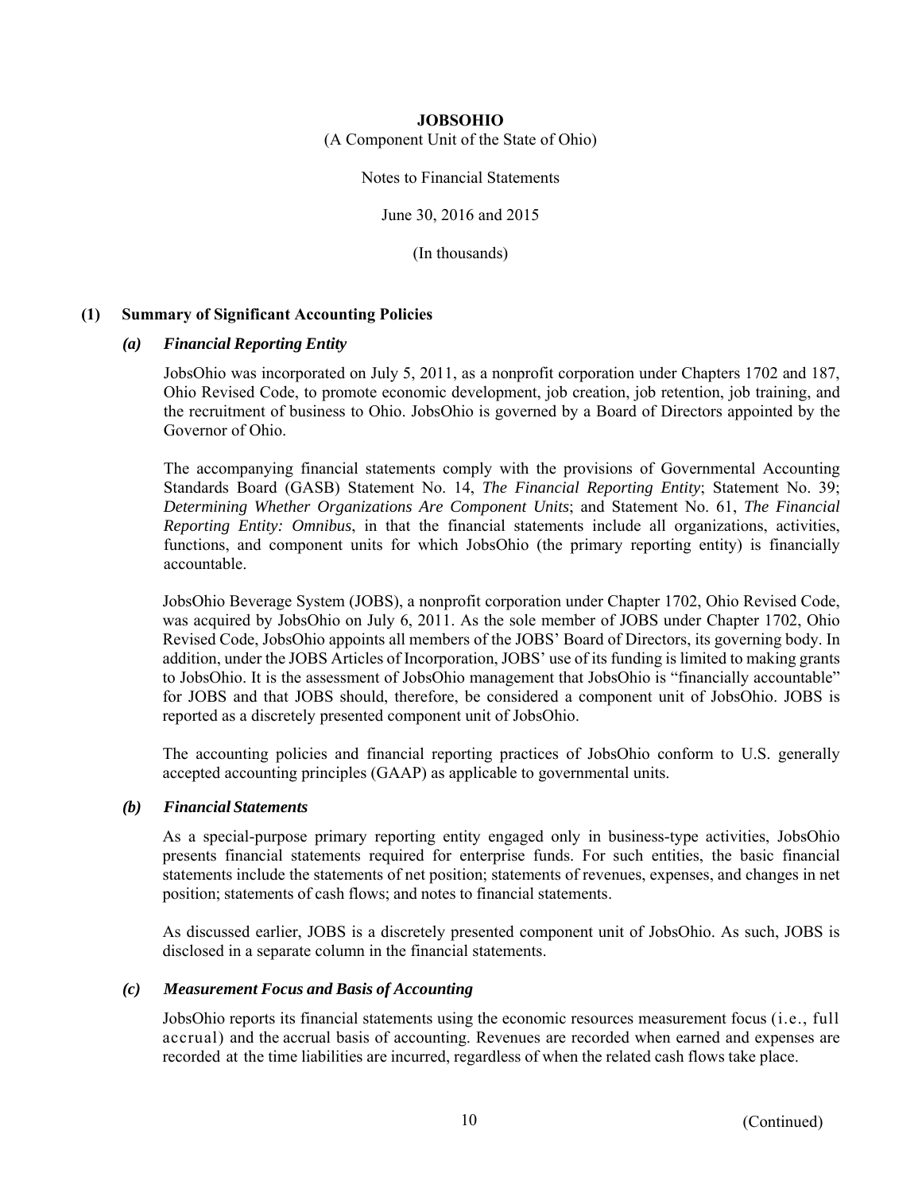**JOBSOHIO**

(A Component Unit of the State of Ohio)

Notes to Financial Statements

June 30, 2016 and 2015

(In thousands)

## (1) Summary of Significant Accounting Policies

### *(a) Financial Reporting Entity*

JobsOhio was incorporated on July 5, 2011, as a nonprofit corporation under Chapters 1702 and 187, Ohio Revised Code, to promote economic development, job creation, job retention, job training, and the recruitment of business to Ohio. JobsOhio is governed by a Board of Directors appointed by the Governor of Ohio.

The accompanying financial statements comply with the provisions of Governmental Accounting Standards Board (GASB) Statement No. 14, *The Financial Reporting Entity*; Statement No. 39; *Determining Whether Organizations Are Component Units*; and Statement No. 61, *The Financial Reporting Entity: Omnibus*, in that the financial statements include all organizations, activities, functions, and component units for which JobsOhio (the primary reporting entity) is financially accountable.

JobsOhio Beverage System (JOBS), a nonprofit corporation under Chapter 1702, Ohio Revised Code, was acquired by JobsOhio on July 6, 2011. As the sole member of JOBS under Chapter 1702, Ohio Revised Code, JobsOhio appoints all members of the JOBS' Board of Directors, its governing body. In addition, under the JOBS Articles of Incorporation, JOBS' use of its funding is limited to making grants to JobsOhio. It is the assessment of JobsOhio management that JobsOhio is "financially accountable" for JOBS and that JOBS should, therefore, be considered a component unit of JobsOhio. JOBS is reported as a discretely presented component unit of JobsOhio.

The accounting policies and financial reporting practices of JobsOhio conform to U.S. generally accepted accounting principles (GAAP) as applicable to governmental units.

### *(b) Financial Statements*

As a special-purpose primary reporting entity engaged only in business-type activities, JobsOhio presents financial statements required for enterprise funds. For such entities, the basic financial statements include the statements of net position; statements of revenues, expenses, and changes in net position; statements of cash flows; and notes to financial statements.

As discussed earlier, JOBS is a discretely presented component unit of JobsOhio. As such, JOBS is disclosed in a separate column in the financial statements.

### *(c) Measurement Focus and Basis of Accounting*

JobsOhio reports its financial statements using the economic resources measurement focus (i.e., full accrual) and the accrual basis of accounting. Revenues are recorded when earned and expenses are recorded at the time liabilities are incurred, regardless of when the related cash flows take place.

(Continued)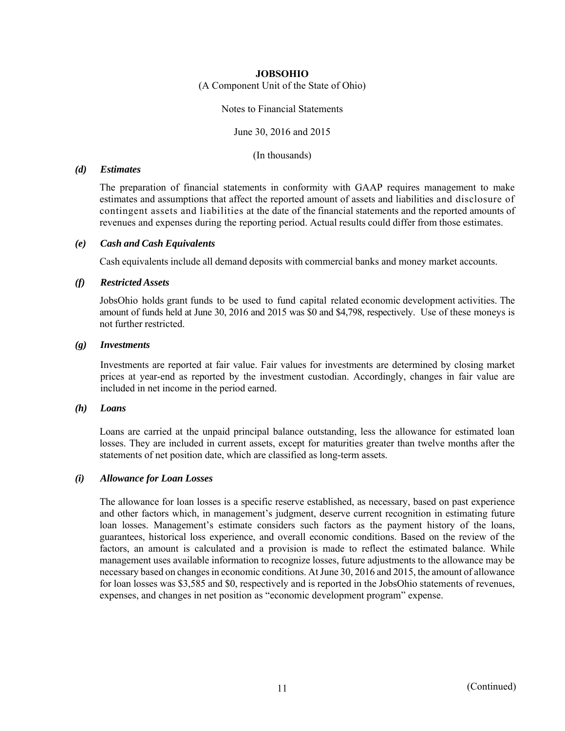**JOBSOHIO**

(A Component Unit of the State of Ohio)

Notes to Financial Statements

June 30, 2016 and 2015

(In thousands)

### *(d) Estimates*

The preparation of financial statements in conformity with GAAP requires management to make estimates and assumptions that affect the reported amount of assets and liabilities and disclosure of contingent assets and liabilities at the date of the financial statements and the reported amounts of revenues and expenses during the reporting period. Actual results could differ from those estimates.

### *(e) Cash and Cash Equivalents*

Cash equivalents include all demand deposits with commercial banks and money market accounts.

### *(f) Restricted Assets*

JobsOhio holds grant funds to be used to fund capital related economic development activities. The amount of funds held at June 30, 2016 and 2015 was $0 and $4,798, respectively. Use of these moneys is not further restricted.

### *(g) Investments*

Investments are reported at fair value. Fair values for investments are determined by closing market prices at year-end as reported by the investment custodian. Accordingly, changes in fair value are included in net income in the period earned.

### *(h) Loans*

Loans are carried at the unpaid principal balance outstanding, less the allowance for estimated loan losses. They are included in current assets, except for maturities greater than twelve months after the statements of net position date, which are classified as long-term assets.

### *(i) Allowance for Loan Losses*

The allowance for loan losses is a specific reserve established, as necessary, based on past experience and other factors which, in management's judgment, deserve current recognition in estimating future loan losses. Management's estimate considers such factors as the payment history of the loans, guarantees, historical loss experience, and overall economic conditions. Based on the review of the factors, an amount is calculated and a provision is made to reflect the estimated balance. While management uses available information to recognize losses, future adjustments to the allowance may be necessary based on changes in economic conditions. At June 30, 2016 and 2015, the amount of allowance for loan losses was $3,585 and $0, respectively and is reported in the JobsOhio statements of revenues, expenses, and changes in net position as "economic development program" expense.

(Continued)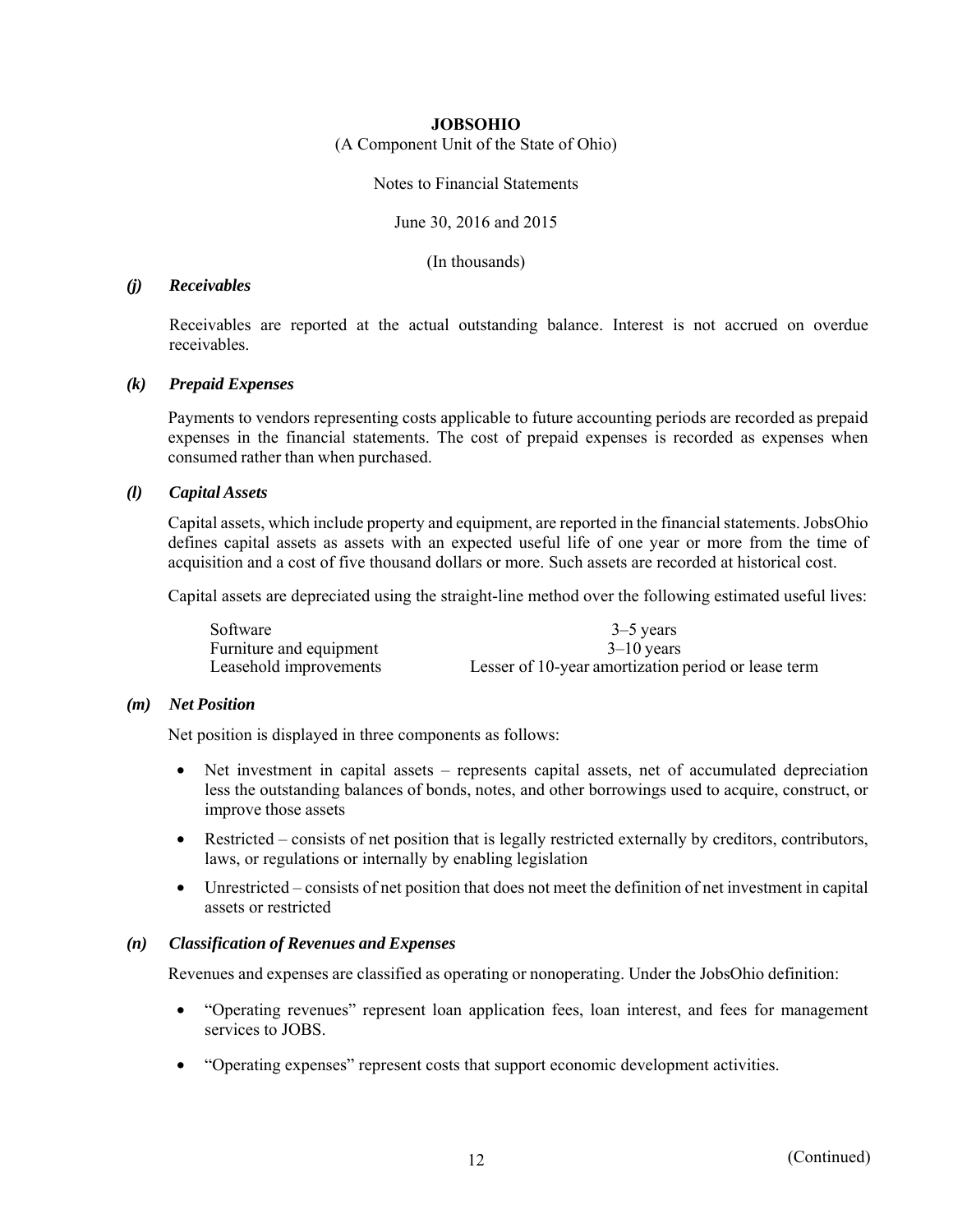**JOBSOHIO**

(A Component Unit of the State of Ohio)

Notes to Financial Statements

June 30, 2016 and 2015

(In thousands)

### *(j) Receivables*

Receivables are reported at the actual outstanding balance. Interest is not accrued on overdue receivables.

### *(k) Prepaid Expenses*

Payments to vendors representing costs applicable to future accounting periods are recorded as prepaid expenses in the financial statements. The cost of prepaid expenses is recorded as expenses when consumed rather than when purchased.

### *(l) Capital Assets*

Capital assets, which include property and equipment, are reported in the financial statements. JobsOhio defines capital assets as assets with an expected useful life of one year or more from the time of acquisition and a cost of five thousand dollars or more. Such assets are recorded at historical cost.

Capital assets are depreciated using the straight-line method over the following estimated useful lives:

| | |
|---|---|
| Software | 3–5 years |
| Furniture and equipment | 3–10 years |
| Leasehold improvements | Lesser of 10-year amortization period or lease term |

### *(m) Net Position*

Net position is displayed in three components as follows:

- Net investment in capital assets – represents capital assets, net of accumulated depreciation less the outstanding balances of bonds, notes, and other borrowings used to acquire, construct, or improve those assets
- Restricted – consists of net position that is legally restricted externally by creditors, contributors, laws, or regulations or internally by enabling legislation
- Unrestricted – consists of net position that does not meet the definition of net investment in capital assets or restricted

### *(n) Classification of Revenues and Expenses*

Revenues and expenses are classified as operating or nonoperating. Under the JobsOhio definition:

- "Operating revenues" represent loan application fees, loan interest, and fees for management services to JOBS.
- "Operating expenses" represent costs that support economic development activities.

(Continued)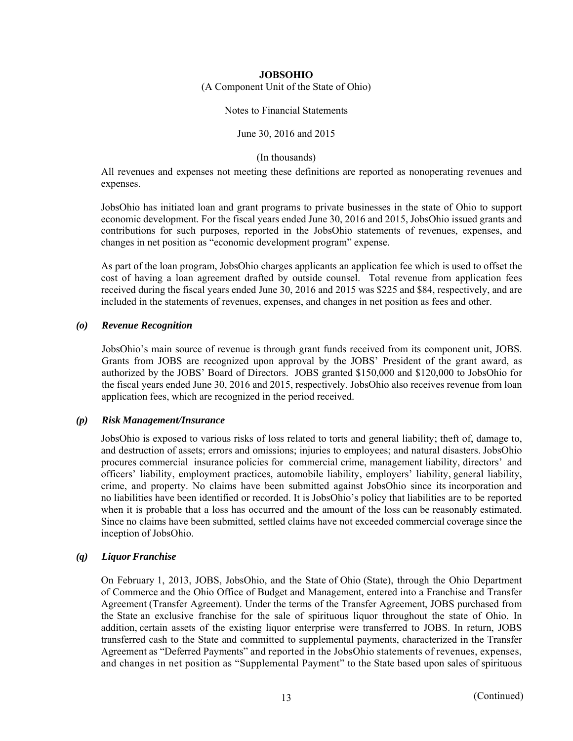All revenues and expenses not meeting these definitions are reported as nonoperating revenues and expenses.

JobsOhio has initiated loan and grant programs to private businesses in the state of Ohio to support economic development. For the fiscal years ended June 30, 2016 and 2015, JobsOhio issued grants and contributions for such purposes, reported in the JobsOhio statements of revenues, expenses, and changes in net position as "economic development program" expense.

As part of the loan program, JobsOhio charges applicants an application fee which is used to offset the cost of having a loan agreement drafted by outside counsel. Total revenue from application fees received during the fiscal years ended June 30, 2016 and 2015 was $225 and $84, respectively, and are included in the statements of revenues, expenses, and changes in net position as fees and other.

### *(o) Revenue Recognition*

JobsOhio's main source of revenue is through grant funds received from its component unit, JOBS. Grants from JOBS are recognized upon approval by the JOBS' President of the grant award, as authorized by the JOBS' Board of Directors. JOBS granted $150,000 and $120,000 to JobsOhio for the fiscal years ended June 30, 2016 and 2015, respectively. JobsOhio also receives revenue from loan application fees, which are recognized in the period received.

### *(p) Risk Management/Insurance*

JobsOhio is exposed to various risks of loss related to torts and general liability; theft of, damage to, and destruction of assets; errors and omissions; injuries to employees; and natural disasters. JobsOhio procures commercial insurance policies for commercial crime, management liability, directors' and officers' liability, employment practices, automobile liability, employers' liability, general liability, crime, and property. No claims have been submitted against JobsOhio since its incorporation and no liabilities have been identified or recorded. It is JobsOhio's policy that liabilities are to be reported when it is probable that a loss has occurred and the amount of the loss can be reasonably estimated. Since no claims have been submitted, settled claims have not exceeded commercial coverage since the inception of JobsOhio.

### *(q) Liquor Franchise*

On February 1, 2013, JOBS, JobsOhio, and the State of Ohio (State), through the Ohio Department of Commerce and the Ohio Office of Budget and Management, entered into a Franchise and Transfer Agreement (Transfer Agreement). Under the terms of the Transfer Agreement, JOBS purchased from the State an exclusive franchise for the sale of spirituous liquor throughout the state of Ohio. In addition, certain assets of the existing liquor enterprise were transferred to JOBS. In return, JOBS transferred cash to the State and committed to supplemental payments, characterized in the Transfer Agreement as "Deferred Payments" and reported in the JobsOhio statements of revenues, expenses, and changes in net position as "Supplemental Payment" to the State based upon sales of spirituous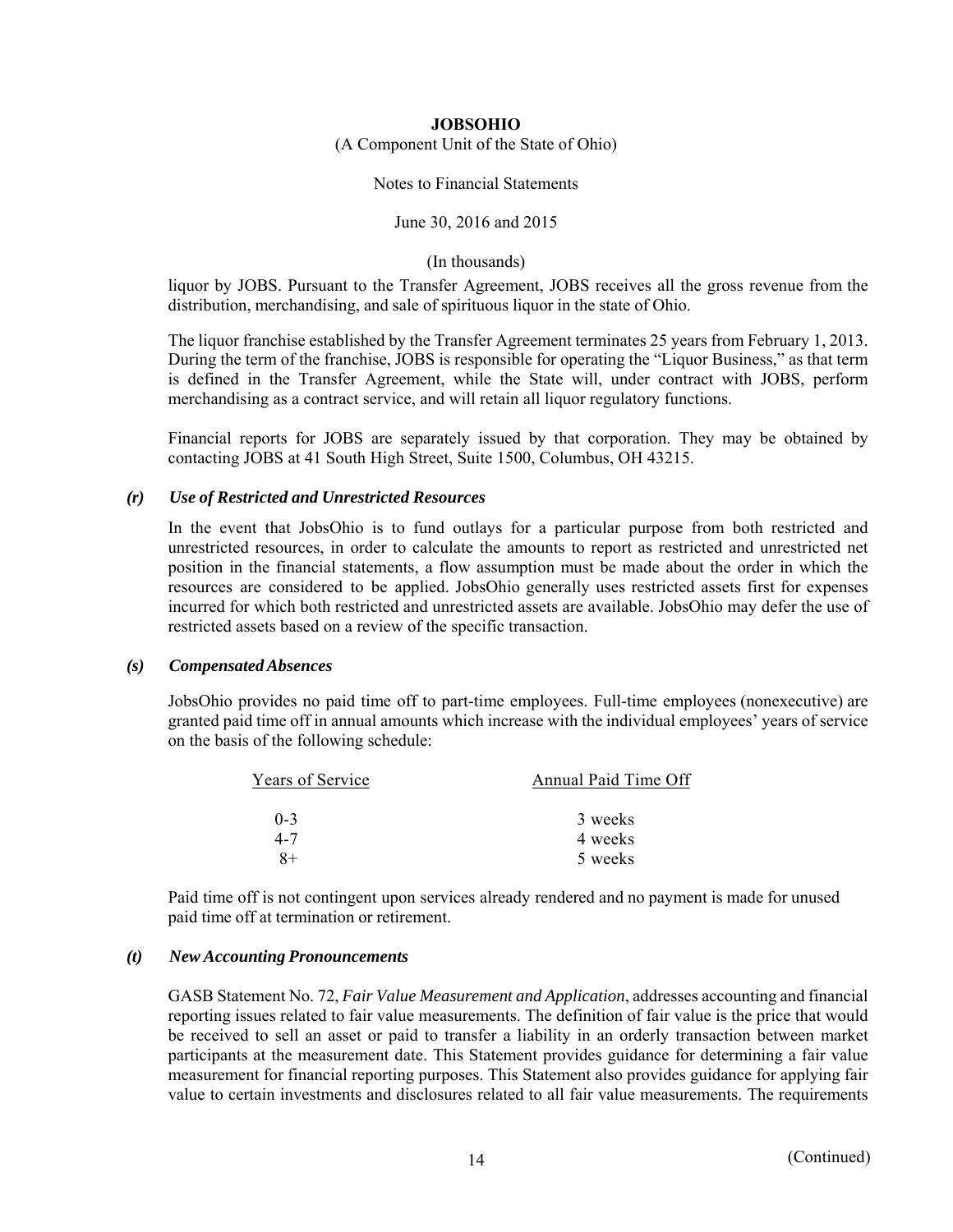liquor by JOBS. Pursuant to the Transfer Agreement, JOBS receives all the gross revenue from the distribution, merchandising, and sale of spirituous liquor in the state of Ohio.

The liquor franchise established by the Transfer Agreement terminates 25 years from February 1, 2013. During the term of the franchise, JOBS is responsible for operating the "Liquor Business," as that term is defined in the Transfer Agreement, while the State will, under contract with JOBS, perform merchandising as a contract service, and will retain all liquor regulatory functions.

Financial reports for JOBS are separately issued by that corporation. They may be obtained by contacting JOBS at 41 South High Street, Suite 1500, Columbus, OH 43215.

### *(r) Use of Restricted and Unrestricted Resources*

In the event that JobsOhio is to fund outlays for a particular purpose from both restricted and unrestricted resources, in order to calculate the amounts to report as restricted and unrestricted net position in the financial statements, a flow assumption must be made about the order in which the resources are considered to be applied. JobsOhio generally uses restricted assets first for expenses incurred for which both restricted and unrestricted assets are available. JobsOhio may defer the use of restricted assets based on a review of the specific transaction.

### *(s) Compensated Absences*

JobsOhio provides no paid time off to part-time employees. Full-time employees (nonexecutive) are granted paid time off in annual amounts which increase with the individual employees' years of service on the basis of the following schedule:

| Years of Service | Annual Paid Time Off |
|---|---|
| 0-3 | 3 weeks |
| 4-7 | 4 weeks |
| 8+ | 5 weeks |

Paid time off is not contingent upon services already rendered and no payment is made for unused paid time off at termination or retirement.

### *(t) New Accounting Pronouncements*

GASB Statement No. 72, *Fair Value Measurement and Application*, addresses accounting and financial reporting issues related to fair value measurements. The definition of fair value is the price that would be received to sell an asset or paid to transfer a liability in an orderly transaction between market participants at the measurement date. This Statement provides guidance for determining a fair value measurement for financial reporting purposes. This Statement also provides guidance for applying fair value to certain investments and disclosures related to all fair value measurements. The requirements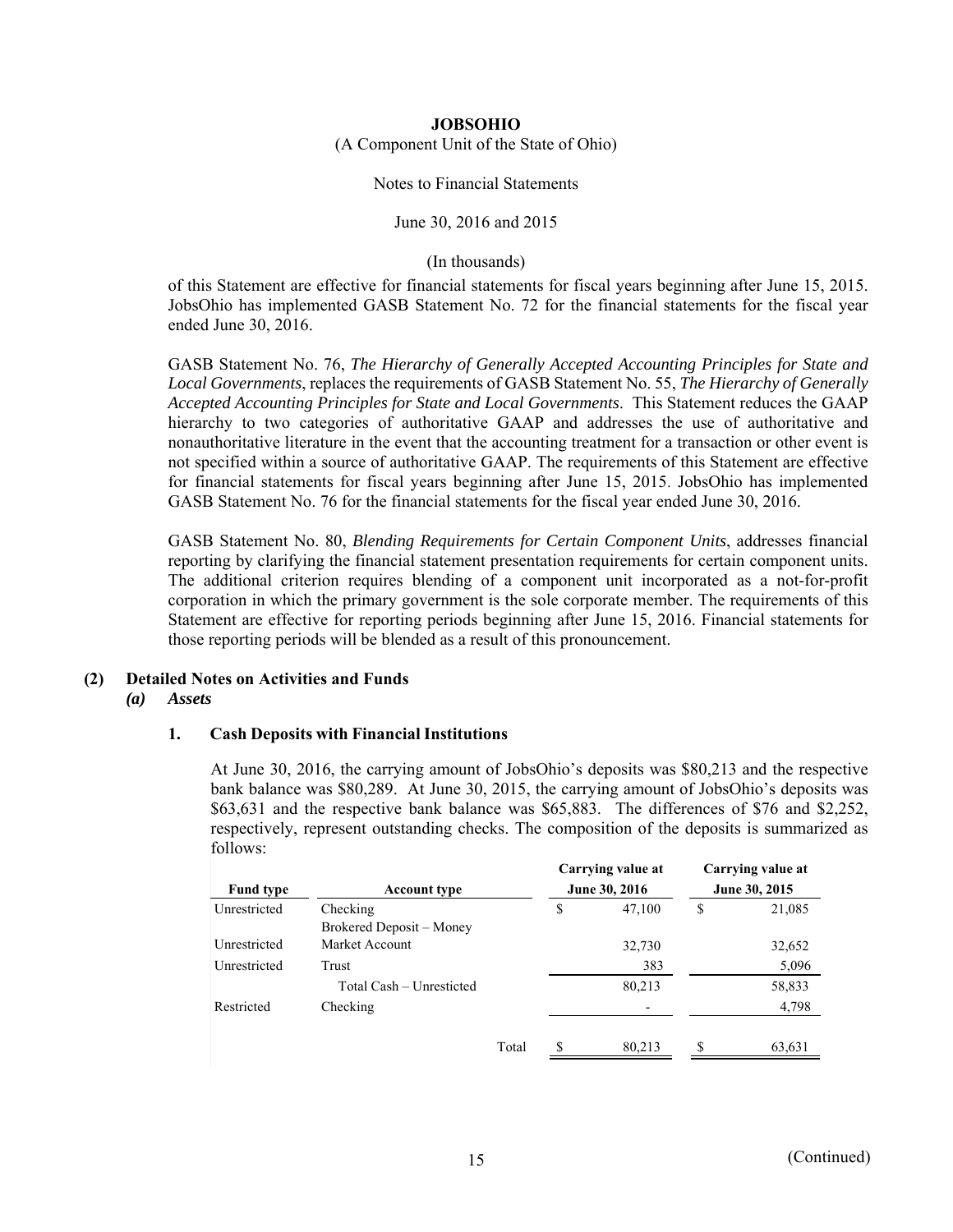of this Statement are effective for financial statements for fiscal years beginning after June 15, 2015. JobsOhio has implemented GASB Statement No. 72 for the financial statements for the fiscal year ended June 30, 2016.

GASB Statement No. 76, *The Hierarchy of Generally Accepted Accounting Principles for State and Local Governments*, replaces the requirements of GASB Statement No. 55, *The Hierarchy of Generally Accepted Accounting Principles for State and Local Governments*. This Statement reduces the GAAP hierarchy to two categories of authoritative GAAP and addresses the use of authoritative and nonauthoritative literature in the event that the accounting treatment for a transaction or other event is not specified within a source of authoritative GAAP. The requirements of this Statement are effective for financial statements for fiscal years beginning after June 15, 2015. JobsOhio has implemented GASB Statement No. 76 for the financial statements for the fiscal year ended June 30, 2016.

GASB Statement No. 80, *Blending Requirements for Certain Component Units*, addresses financial reporting by clarifying the financial statement presentation requirements for certain component units. The additional criterion requires blending of a component unit incorporated as a not-for-profit corporation in which the primary government is the sole corporate member. The requirements of this Statement are effective for reporting periods beginning after June 15, 2016. Financial statements for those reporting periods will be blended as a result of this pronouncement.

## (2) Detailed Notes on Activities and Funds

### *(a) Assets*

#### 1. Cash Deposits with Financial Institutions

At June 30, 2016, the carrying amount of JobsOhio's deposits was $80,213 and the respective bank balance was $80,289. At June 30, 2015, the carrying amount of JobsOhio's deposits was $63,631 and the respective bank balance was $65,883. The differences of $76 and $2,252, respectively, represent outstanding checks. The composition of the deposits is summarized as follows:

| Fund type | Account type | Carrying value at June 30, 2016 | Carrying value at June 30, 2015 |
|---|---|---|---|
| Unrestricted | Checking | $ 47,100 | $ 21,085 |
| Unrestricted | Brokered Deposit – Money Market Account | 32,730 | 32,652 |
| Unrestricted | Trust | 383 | 5,096 |
| | Total Cash – Unrestricted | 80,213 | 58,833 |
| Restricted | Checking | - | 4,798 |
| | Total | $ 80,213 | $ 63,631 |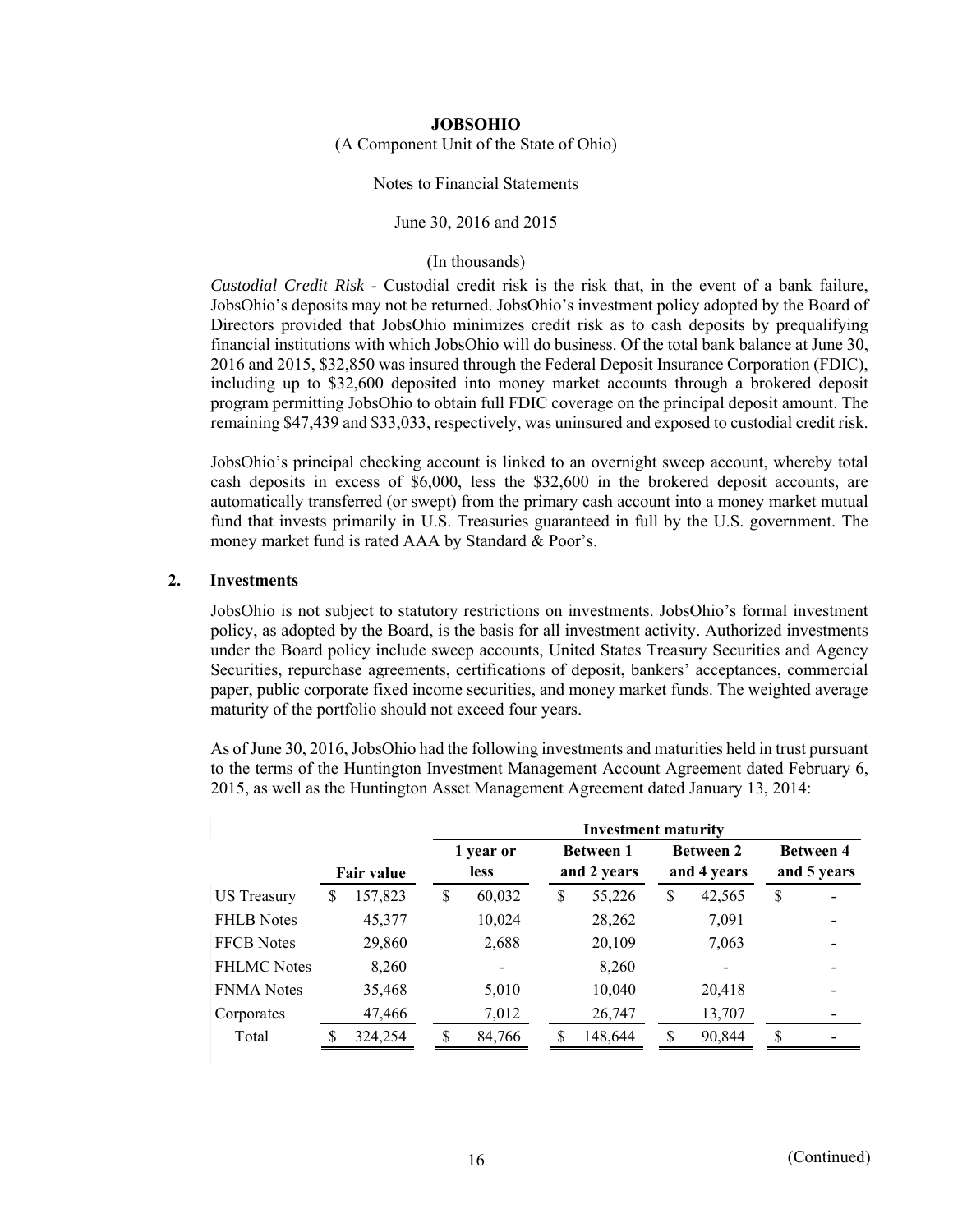**JOBSOHIO**

(A Component Unit of the State of Ohio)

Notes to Financial Statements

June 30, 2016 and 2015

(In thousands)

*Custodial Credit Risk* - Custodial credit risk is the risk that, in the event of a bank failure, JobsOhio's deposits may not be returned. JobsOhio's investment policy adopted by the Board of Directors provided that JobsOhio minimizes credit risk as to cash deposits by prequalifying financial institutions with which JobsOhio will do business. Of the total bank balance at June 30, 2016 and 2015, $32,850 was insured through the Federal Deposit Insurance Corporation (FDIC), including up to $32,600 deposited into money market accounts through a brokered deposit program permitting JobsOhio to obtain full FDIC coverage on the principal deposit amount. The remaining $47,439 and $33,033, respectively, was uninsured and exposed to custodial credit risk.

JobsOhio's principal checking account is linked to an overnight sweep account, whereby total cash deposits in excess of $6,000, less the $32,600 in the brokered deposit accounts, are automatically transferred (or swept) from the primary cash account into a money market mutual fund that invests primarily in U.S. Treasuries guaranteed in full by the U.S. government. The money market fund is rated AAA by Standard & Poor's.

## 2. Investments

JobsOhio is not subject to statutory restrictions on investments. JobsOhio's formal investment policy, as adopted by the Board, is the basis for all investment activity. Authorized investments under the Board policy include sweep accounts, United States Treasury Securities and Agency Securities, repurchase agreements, certifications of deposit, bankers' acceptances, commercial paper, public corporate fixed income securities, and money market funds. The weighted average maturity of the portfolio should not exceed four years.

As of June 30, 2016, JobsOhio had the following investments and maturities held in trust pursuant to the terms of the Huntington Investment Management Account Agreement dated February 6, 2015, as well as the Huntington Asset Management Agreement dated January 13, 2014:

| | | Investment maturity | | | |
|---|---|---|---|---|---|
| | **Fair value** | **1 year or less** | **Between 1 and 2 years** | **Between 2 and 4 years** | **Between 4 and 5 years** |
| US Treasury | $ 157,823 | $ 60,032 | $ 55,226 | $ 42,565 | $ - |
| FHLB Notes | 45,377 | 10,024 | 28,262 | 7,091 | - |
| FFCB Notes | 29,860 | 2,688 | 20,109 | 7,063 | - |
| FHLMC Notes | 8,260 | - | 8,260 | - | - |
| FNMA Notes | 35,468 | 5,010 | 10,040 | 20,418 | - |
| Corporates | 47,466 | 7,012 | 26,747 | 13,707 | - |
| Total | $ 324,254 | $ 84,766 | $ 148,644 | $ 90,844 | $ - |

(Continued)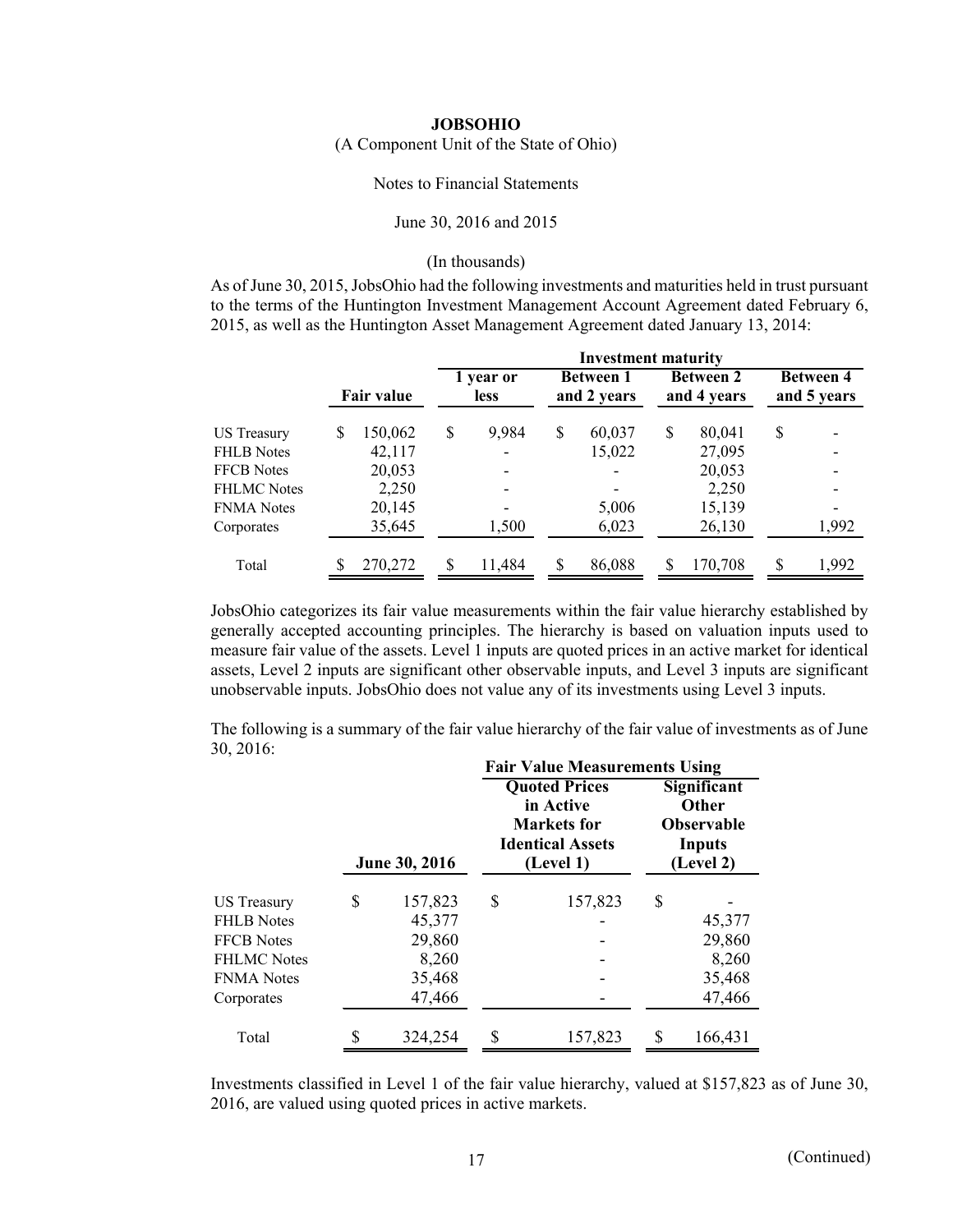**JOBSOHIO**

(A Component Unit of the State of Ohio)

Notes to Financial Statements

June 30, 2016 and 2015

(In thousands)

As of June 30, 2015, JobsOhio had the following investments and maturities held in trust pursuant to the terms of the Huntington Investment Management Account Agreement dated February 6, 2015, as well as the Huntington Asset Management Agreement dated January 13, 2014:

| | | Investment maturity | | | |
|---|---|---|---|---|---|
| | Fair value | 1 year or less | Between 1 and 2 years | Between 2 and 4 years | Between 4 and 5 years |
| US Treasury | $ 150,062 | $ 9,984 | $ 60,037 | $ 80,041 | $ - |
| FHLB Notes | 42,117 | - | 15,022 | 27,095 | - |
| FFCB Notes | 20,053 | - | - | 20,053 | - |
| FHLMC Notes | 2,250 | - | - | 2,250 | - |
| FNMA Notes | 20,145 | - | 5,006 | 15,139 | - |
| Corporates | 35,645 | 1,500 | 6,023 | 26,130 | 1,992 |
| Total | $ 270,272 | $ 11,484 | $ 86,088 | $ 170,708 | $ 1,992 |

JobsOhio categorizes its fair value measurements within the fair value hierarchy established by generally accepted accounting principles. The hierarchy is based on valuation inputs used to measure fair value of the assets. Level 1 inputs are quoted prices in an active market for identical assets, Level 2 inputs are significant other observable inputs, and Level 3 inputs are significant unobservable inputs. JobsOhio does not value any of its investments using Level 3 inputs.

The following is a summary of the fair value hierarchy of the fair value of investments as of June 30, 2016:

| | | Fair Value Measurements Using | |
|---|---|---|---|
| | June 30, 2016 | Quoted Prices in Active Markets for Identical Assets (Level 1) | Significant Other Observable Inputs (Level 2) |
| US Treasury | $ 157,823 | $ 157,823 | $ - |
| FHLB Notes | 45,377 | - | 45,377 |
| FFCB Notes | 29,860 | - | 29,860 |
| FHLMC Notes | 8,260 | - | 8,260 |
| FNMA Notes | 35,468 | - | 35,468 |
| Corporates | 47,466 | - | 47,466 |
| Total | $ 324,254 | $ 157,823 | $ 166,431 |

Investments classified in Level 1 of the fair value hierarchy, valued at $157,823 as of June 30, 2016, are valued using quoted prices in active markets.

(Continued)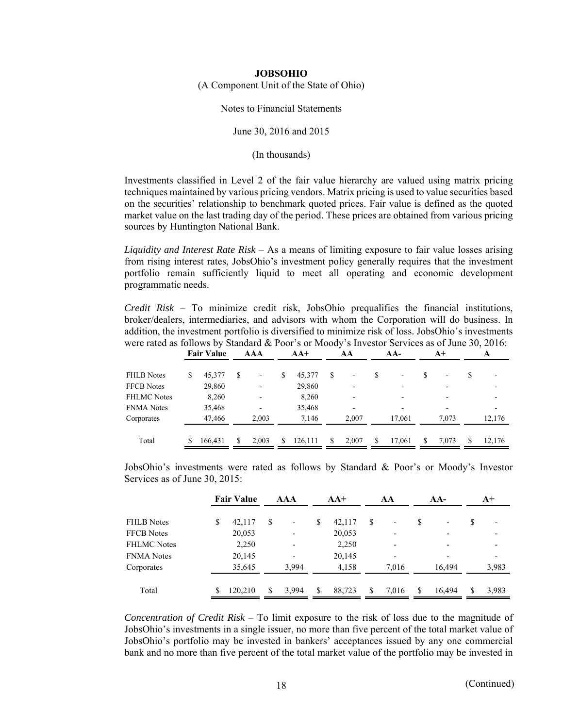Investments classified in Level 2 of the fair value hierarchy are valued using matrix pricing techniques maintained by various pricing vendors. Matrix pricing is used to value securities based on the securities' relationship to benchmark quoted prices. Fair value is defined as the quoted market value on the last trading day of the period. These prices are obtained from various pricing sources by Huntington National Bank.

*Liquidity and Interest Rate Risk* – As a means of limiting exposure to fair value losses arising from rising interest rates, JobsOhio's investment policy generally requires that the investment portfolio remain sufficiently liquid to meet all operating and economic development programmatic needs.

*Credit Risk* – To minimize credit risk, JobsOhio prequalifies the financial institutions, broker/dealers, intermediaries, and advisors with whom the Corporation will do business. In addition, the investment portfolio is diversified to minimize risk of loss. JobsOhio's investments were rated as follows by Standard & Poor's or Moody's Investor Services as of June 30, 2016:

| | Fair Value | AAA | AA+ | AA | AA- | A+ | A |
|---|---|---|---|---|---|---|---|
| FHLB Notes | $ 45,377 | $ - | $ 45,377 | $ - | $ - | $ - | $ - |
| FFCB Notes | 29,860 | - | 29,860 | - | - | - | - |
| FHLMC Notes | 8,260 | - | 8,260 | - | - | - | - |
| FNMA Notes | 35,468 | - | 35,468 | - | - | - | - |
| Corporates | 47,466 | 2,003 | 7,146 | 2,007 | 17,061 | 7,073 | 12,176 |
| Total | $ 166,431 | $ 2,003 | $ 126,111 | $ 2,007 | $ 17,061 | $ 7,073 | $ 12,176 |

JobsOhio's investments were rated as follows by Standard & Poor's or Moody's Investor Services as of June 30, 2015:

| | Fair Value | AAA | AA+ | AA | AA- | A+ |
|---|---|---|---|---|---|---|
| FHLB Notes | $ 42,117 | $ - | $ 42,117 | $ - | $ - | $ - |
| FFCB Notes | 20,053 | - | 20,053 | - | - | - |
| FHLMC Notes | 2,250 | - | 2,250 | - | - | - |
| FNMA Notes | 20,145 | - | 20,145 | - | - | - |
| Corporates | 35,645 | 3,994 | 4,158 | 7,016 | 16,494 | 3,983 |
| Total | $ 120,210 | $ 3,994 | $ 88,723 | $ 7,016 | $ 16,494 | $ 3,983 |

*Concentration of Credit Risk* – To limit exposure to the risk of loss due to the magnitude of JobsOhio's investments in a single issuer, no more than five percent of the total market value of JobsOhio's portfolio may be invested in bankers' acceptances issued by any one commercial bank and no more than five percent of the total market value of the portfolio may be invested in

(Continued)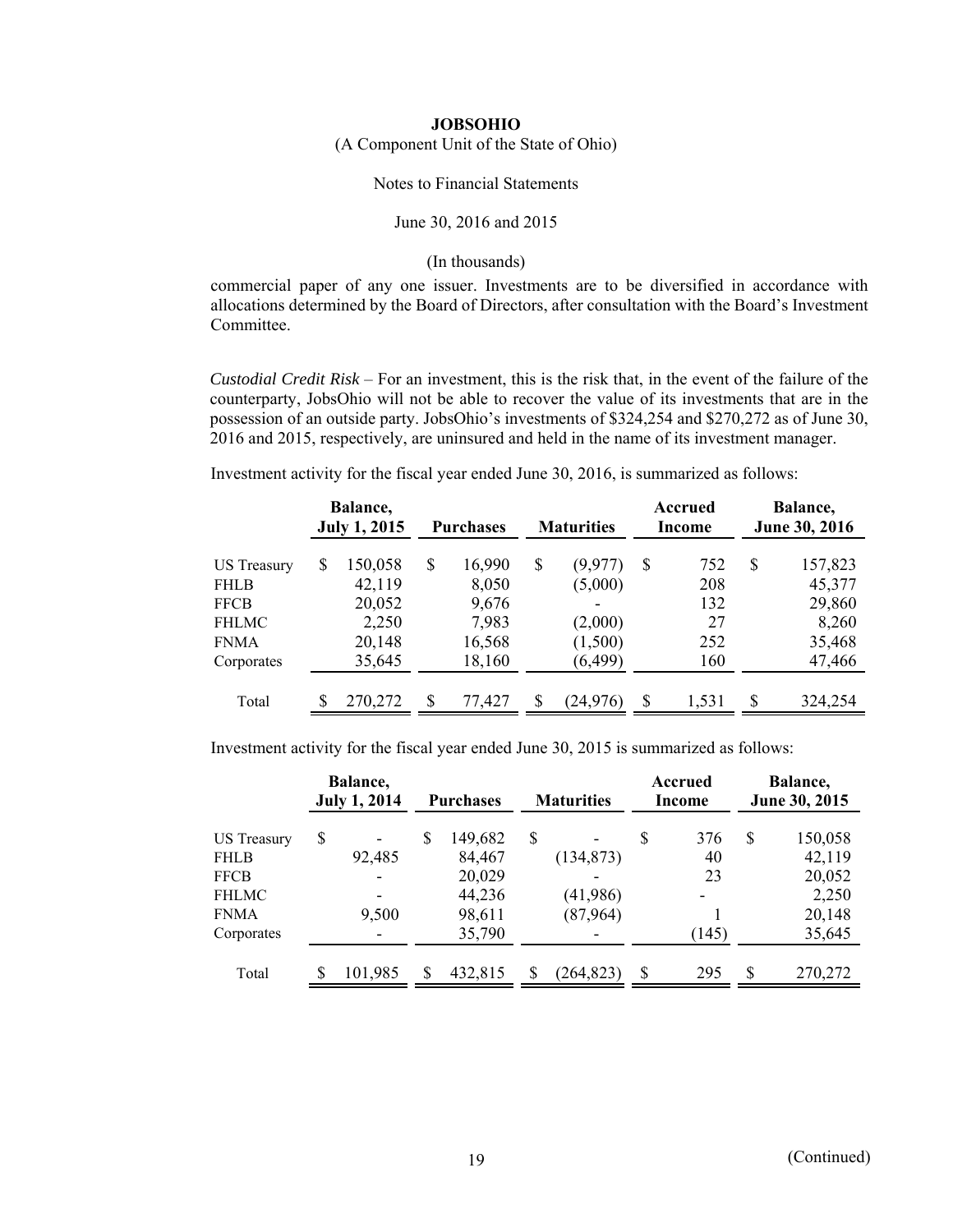commercial paper of any one issuer. Investments are to be diversified in accordance with allocations determined by the Board of Directors, after consultation with the Board's Investment Committee.

*Custodial Credit Risk* – For an investment, this is the risk that, in the event of the failure of the counterparty, JobsOhio will not be able to recover the value of its investments that are in the possession of an outside party. JobsOhio's investments of $324,254 and $270,272 as of June 30, 2016 and 2015, respectively, are uninsured and held in the name of its investment manager.

Investment activity for the fiscal year ended June 30, 2016, is summarized as follows:

| | Balance, July 1, 2015 | Purchases | Maturities | Accrued Income | Balance, June 30, 2016 |
|---|---|---|---|---|---|
| US Treasury | $ 150,058 | $ 16,990 | $ (9,977) | $ 752 | $ 157,823 |
| FHLB | 42,119 | 8,050 | (5,000) | 208 | 45,377 |
| FFCB | 20,052 | 9,676 | - | 132 | 29,860 |
| FHLMC | 2,250 | 7,983 | (2,000) | 27 | 8,260 |
| FNMA | 20,148 | 16,568 | (1,500) | 252 | 35,468 |
| Corporates | 35,645 | 18,160 | (6,499) | 160 | 47,466 |
| Total | $ 270,272 | $ 77,427 | $ (24,976) | $ 1,531 | $ 324,254 |

Investment activity for the fiscal year ended June 30, 2015 is summarized as follows:

| | Balance, July 1, 2014 | Purchases | Maturities | Accrued Income | Balance, June 30, 2015 |
|---|---|---|---|---|---|
| US Treasury | $ - | $ 149,682 | $ - | $ 376 | $ 150,058 |
| FHLB | 92,485 | 84,467 | (134,873) | 40 | 42,119 |
| FFCB | - | 20,029 | - | 23 | 20,052 |
| FHLMC | - | 44,236 | (41,986) | - | 2,250 |
| FNMA | 9,500 | 98,611 | (87,964) | 1 | 20,148 |
| Corporates | - | 35,790 | - | (145) | 35,645 |
| Total | $ 101,985 | $ 432,815 | $ (264,823) | $ 295 | $ 270,272 |

(Continued)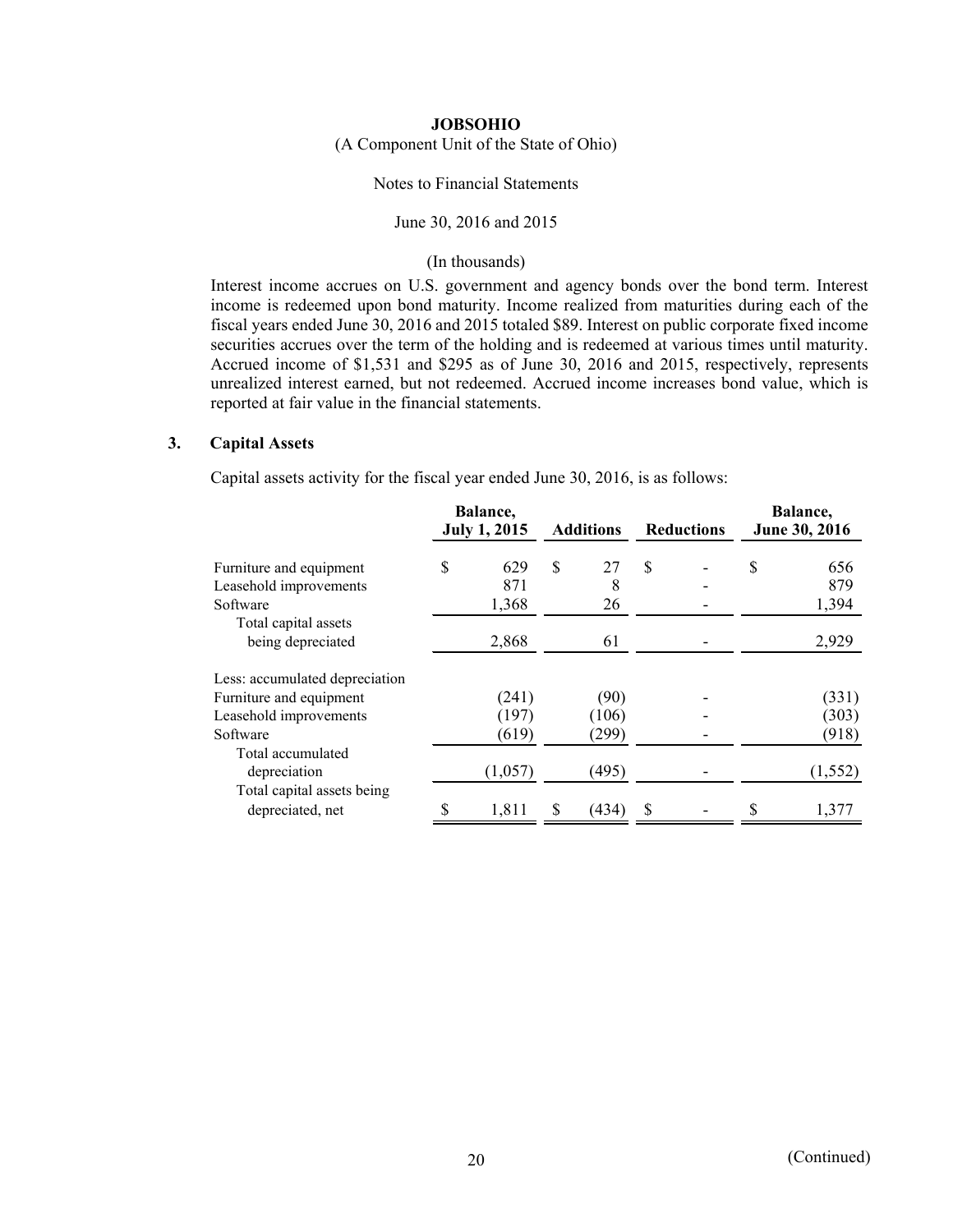(In thousands)

Interest income accrues on U.S. government and agency bonds over the bond term. Interest income is redeemed upon bond maturity. Income realized from maturities during each of the fiscal years ended June 30, 2016 and 2015 totaled $89. Interest on public corporate fixed income securities accrues over the term of the holding and is redeemed at various times until maturity. Accrued income of $1,531 and $295 as of June 30, 2016 and 2015, respectively, represents unrealized interest earned, but not redeemed. Accrued income increases bond value, which is reported at fair value in the financial statements.

## 3. Capital Assets

Capital assets activity for the fiscal year ended June 30, 2016, is as follows:

| | Balance, July 1, 2015 | Additions | Reductions | Balance, June 30, 2016 |
|---|---|---|---|---|
| Furniture and equipment | $ 629 | $ 27 | $ - | $ 656 |
| Leasehold improvements | 871 | 8 | - | 879 |
| Software | 1,368 | 26 | - | 1,394 |
| Total capital assets being depreciated | 2,868 | 61 | - | 2,929 |
| Less: accumulated depreciation | | | | |
| Furniture and equipment | (241) | (90) | - | (331) |
| Leasehold improvements | (197) | (106) | - | (303) |
| Software | (619) | (299) | - | (918) |
| Total accumulated depreciation | (1,057) | (495) | - | (1,552) |
| Total capital assets being depreciated, net | $ 1,811 | $ (434) | $ - | $ 1,377 |

(Continued)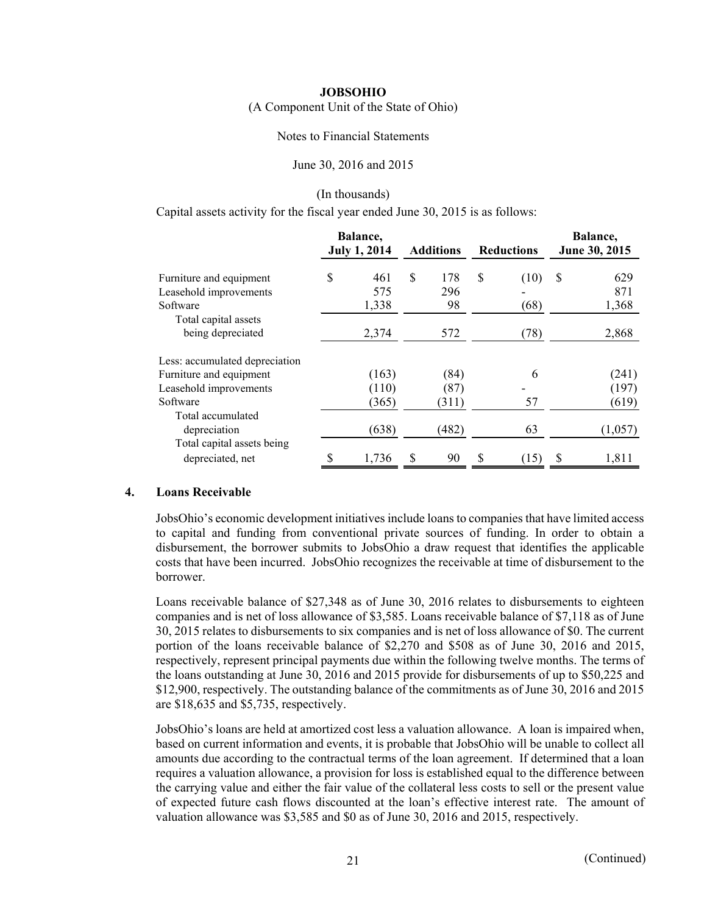(In thousands)

Capital assets activity for the fiscal year ended June 30, 2015 is as follows:

| | Balance, July 1, 2014 | Additions | Reductions | Balance, June 30, 2015 |
|---|---|---|---|---|
| Furniture and equipment | $ 461 | $ 178 | $ (10) | $ 629 |
| Leasehold improvements | 575 | 296 | - | 871 |
| Software | 1,338 | 98 | (68) | 1,368 |
| Total capital assets being depreciated | 2,374 | 572 | (78) | 2,868 |
| Less: accumulated depreciation | | | | |
| Furniture and equipment | (163) | (84) | 6 | (241) |
| Leasehold improvements | (110) | (87) | - | (197) |
| Software | (365) | (311) | 57 | (619) |
| Total accumulated depreciation | (638) | (482) | 63 | (1,057) |
| Total capital assets being depreciated, net | $ 1,736 | $ 90 | $ (15) | $ 1,811 |

## 4. Loans Receivable

JobsOhio's economic development initiatives include loans to companies that have limited access to capital and funding from conventional private sources of funding. In order to obtain a disbursement, the borrower submits to JobsOhio a draw request that identifies the applicable costs that have been incurred. JobsOhio recognizes the receivable at time of disbursement to the borrower.

Loans receivable balance of $27,348 as of June 30, 2016 relates to disbursements to eighteen companies and is net of loss allowance of $3,585. Loans receivable balance of $7,118 as of June 30, 2015 relates to disbursements to six companies and is net of loss allowance of $0. The current portion of the loans receivable balance of $2,270 and $508 as of June 30, 2016 and 2015, respectively, represent principal payments due within the following twelve months. The terms of the loans outstanding at June 30, 2016 and 2015 provide for disbursements of up to $50,225 and $12,900, respectively. The outstanding balance of the commitments as of June 30, 2016 and 2015 are $18,635 and $5,735, respectively.

JobsOhio's loans are held at amortized cost less a valuation allowance. A loan is impaired when, based on current information and events, it is probable that JobsOhio will be unable to collect all amounts due according to the contractual terms of the loan agreement. If determined that a loan requires a valuation allowance, a provision for loss is established equal to the difference between the carrying value and either the fair value of the collateral less costs to sell or the present value of expected future cash flows discounted at the loan's effective interest rate. The amount of valuation allowance was $3,585 and $0 as of June 30, 2016 and 2015, respectively.

(Continued)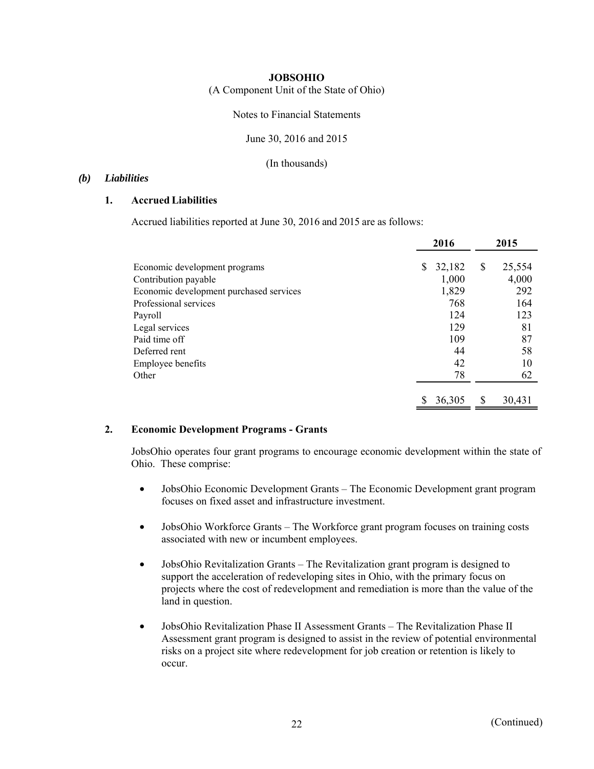**JOBSOHIO**

(A Component Unit of the State of Ohio)

Notes to Financial Statements

June 30, 2016 and 2015

(In thousands)

### *(b) Liabilities*

#### 1. Accrued Liabilities

Accrued liabilities reported at June 30, 2016 and 2015 are as follows:

| | 2016 | 2015 |
|---|---|---|
| Economic development programs | $ 32,182 | $ 25,554 |
| Contribution payable | 1,000 | 4,000 |
| Economic development purchased services | 1,829 | 292 |
| Professional services | 768 | 164 |
| Payroll | 124 | 123 |
| Legal services | 129 | 81 |
| Paid time off | 109 | 87 |
| Deferred rent | 44 | 58 |
| Employee benefits | 42 | 10 |
| Other | 78 | 62 |
| | $ 36,305 | $ 30,431 |

#### 2. Economic Development Programs - Grants

JobsOhio operates four grant programs to encourage economic development within the state of Ohio. These comprise:

- JobsOhio Economic Development Grants – The Economic Development grant program focuses on fixed asset and infrastructure investment.
- JobsOhio Workforce Grants – The Workforce grant program focuses on training costs associated with new or incumbent employees.
- JobsOhio Revitalization Grants – The Revitalization grant program is designed to support the acceleration of redeveloping sites in Ohio, with the primary focus on projects where the cost of redevelopment and remediation is more than the value of the land in question.
- JobsOhio Revitalization Phase II Assessment Grants – The Revitalization Phase II Assessment grant program is designed to assist in the review of potential environmental risks on a project site where redevelopment for job creation or retention is likely to occur.

(Continued)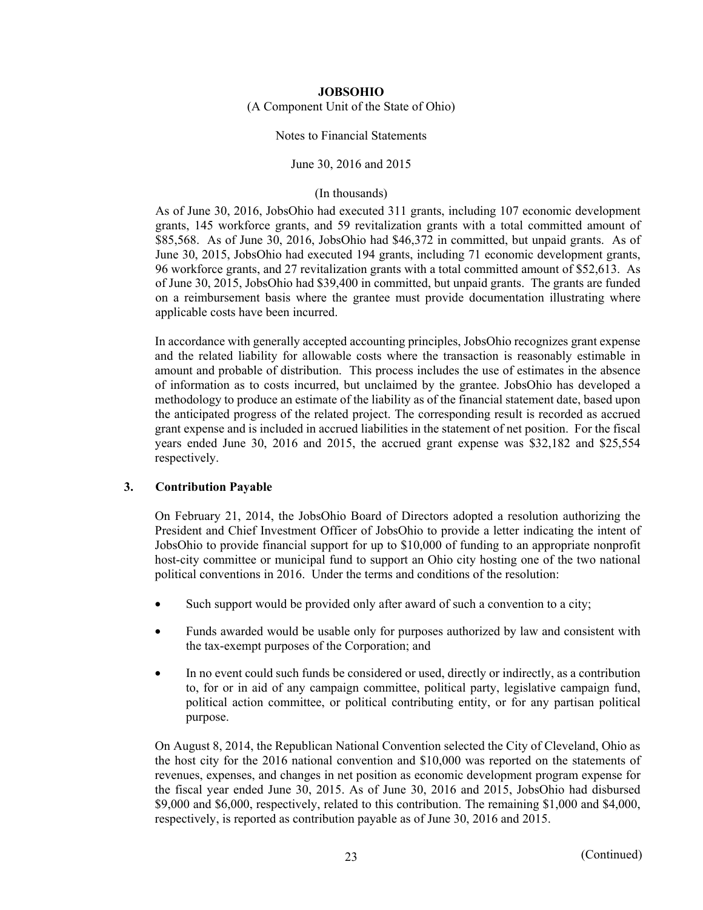As of June 30, 2016, JobsOhio had executed 311 grants, including 107 economic development grants, 145 workforce grants, and 59 revitalization grants with a total committed amount of \$85,568. As of June 30, 2016, JobsOhio had \$46,372 in committed, but unpaid grants. As of June 30, 2015, JobsOhio had executed 194 grants, including 71 economic development grants, 96 workforce grants, and 27 revitalization grants with a total committed amount of \$52,613. As of June 30, 2015, JobsOhio had \$39,400 in committed, but unpaid grants. The grants are funded on a reimbursement basis where the grantee must provide documentation illustrating where applicable costs have been incurred.

In accordance with generally accepted accounting principles, JobsOhio recognizes grant expense and the related liability for allowable costs where the transaction is reasonably estimable in amount and probable of distribution. This process includes the use of estimates in the absence of information as to costs incurred, but unclaimed by the grantee. JobsOhio has developed a methodology to produce an estimate of the liability as of the financial statement date, based upon the anticipated progress of the related project. The corresponding result is recorded as accrued grant expense and is included in accrued liabilities in the statement of net position. For the fiscal years ended June 30, 2016 and 2015, the accrued grant expense was \$32,182 and \$25,554 respectively.

## 3. Contribution Payable

On February 21, 2014, the JobsOhio Board of Directors adopted a resolution authorizing the President and Chief Investment Officer of JobsOhio to provide a letter indicating the intent of JobsOhio to provide financial support for up to \$10,000 of funding to an appropriate nonprofit host-city committee or municipal fund to support an Ohio city hosting one of the two national political conventions in 2016. Under the terms and conditions of the resolution:

- Such support would be provided only after award of such a convention to a city;
- Funds awarded would be usable only for purposes authorized by law and consistent with the tax-exempt purposes of the Corporation; and
- In no event could such funds be considered or used, directly or indirectly, as a contribution to, for or in aid of any campaign committee, political party, legislative campaign fund, political action committee, or political contributing entity, or for any partisan political purpose.

On August 8, 2014, the Republican National Convention selected the City of Cleveland, Ohio as the host city for the 2016 national convention and \$10,000 was reported on the statements of revenues, expenses, and changes in net position as economic development program expense for the fiscal year ended June 30, 2015. As of June 30, 2016 and 2015, JobsOhio had disbursed \$9,000 and \$6,000, respectively, related to this contribution. The remaining \$1,000 and \$4,000, respectively, is reported as contribution payable as of June 30, 2016 and 2015.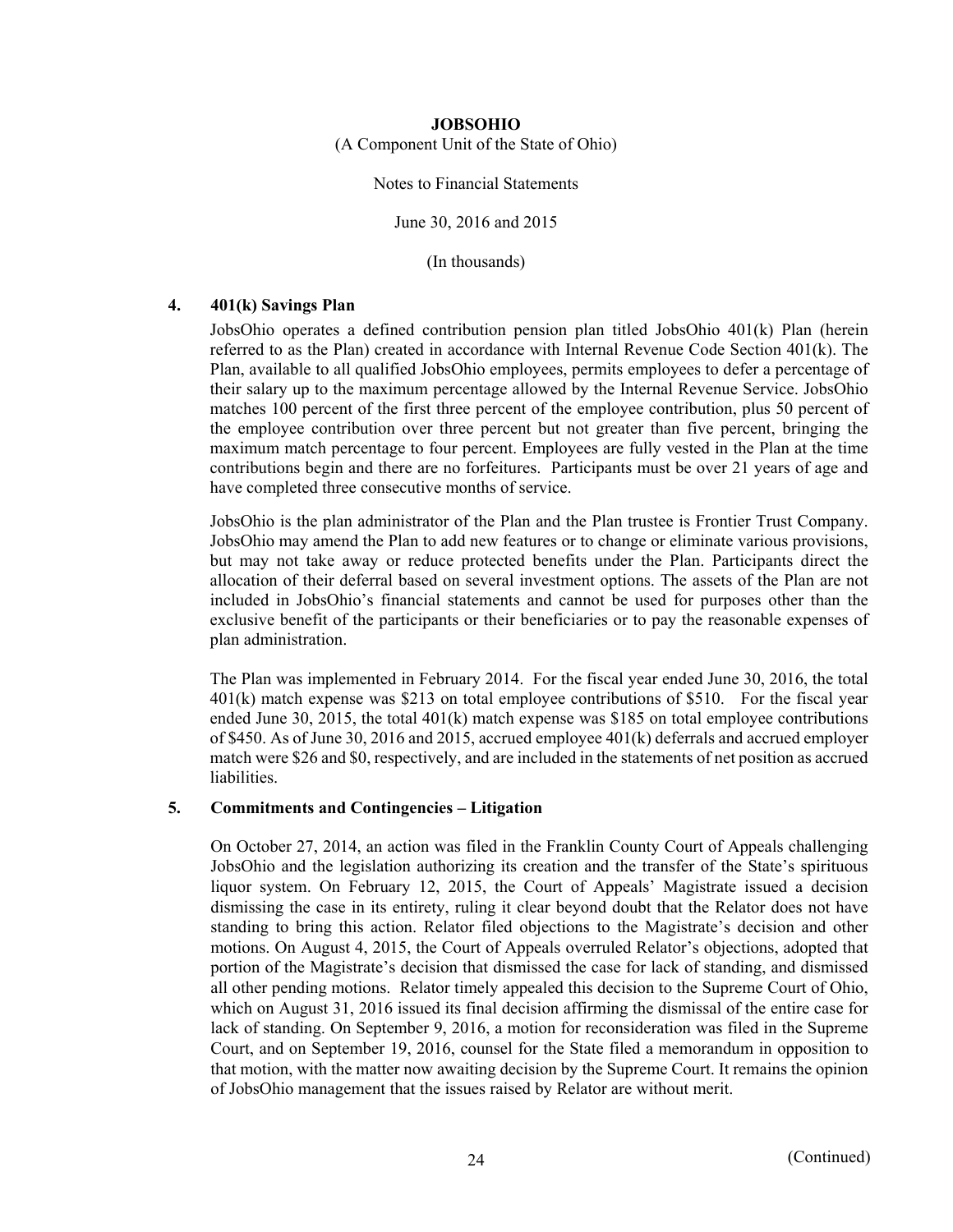# JOBSOHIO

(A Component Unit of the State of Ohio)

Notes to Financial Statements

June 30, 2016 and 2015

(In thousands)

## 4. 401(k) Savings Plan

JobsOhio operates a defined contribution pension plan titled JobsOhio 401(k) Plan (herein referred to as the Plan) created in accordance with Internal Revenue Code Section 401(k). The Plan, available to all qualified JobsOhio employees, permits employees to defer a percentage of their salary up to the maximum percentage allowed by the Internal Revenue Service. JobsOhio matches 100 percent of the first three percent of the employee contribution, plus 50 percent of the employee contribution over three percent but not greater than five percent, bringing the maximum match percentage to four percent. Employees are fully vested in the Plan at the time contributions begin and there are no forfeitures. Participants must be over 21 years of age and have completed three consecutive months of service.

JobsOhio is the plan administrator of the Plan and the Plan trustee is Frontier Trust Company. JobsOhio may amend the Plan to add new features or to change or eliminate various provisions, but may not take away or reduce protected benefits under the Plan. Participants direct the allocation of their deferral based on several investment options. The assets of the Plan are not included in JobsOhio's financial statements and cannot be used for purposes other than the exclusive benefit of the participants or their beneficiaries or to pay the reasonable expenses of plan administration.

The Plan was implemented in February 2014. For the fiscal year ended June 30, 2016, the total 401(k) match expense was $213 on total employee contributions of $510. For the fiscal year ended June 30, 2015, the total 401(k) match expense was $185 on total employee contributions of $450. As of June 30, 2016 and 2015, accrued employee 401(k) deferrals and accrued employer match were $26 and $0, respectively, and are included in the statements of net position as accrued liabilities.

## 5. Commitments and Contingencies – Litigation

On October 27, 2014, an action was filed in the Franklin County Court of Appeals challenging JobsOhio and the legislation authorizing its creation and the transfer of the State's spirituous liquor system. On February 12, 2015, the Court of Appeals' Magistrate issued a decision dismissing the case in its entirety, ruling it clear beyond doubt that the Relator does not have standing to bring this action. Relator filed objections to the Magistrate's decision and other motions. On August 4, 2015, the Court of Appeals overruled Relator's objections, adopted that portion of the Magistrate's decision that dismissed the case for lack of standing, and dismissed all other pending motions. Relator timely appealed this decision to the Supreme Court of Ohio, which on August 31, 2016 issued its final decision affirming the dismissal of the entire case for lack of standing. On September 9, 2016, a motion for reconsideration was filed in the Supreme Court, and on September 19, 2016, counsel for the State filed a memorandum in opposition to that motion, with the matter now awaiting decision by the Supreme Court. It remains the opinion of JobsOhio management that the issues raised by Relator are without merit.

(Continued)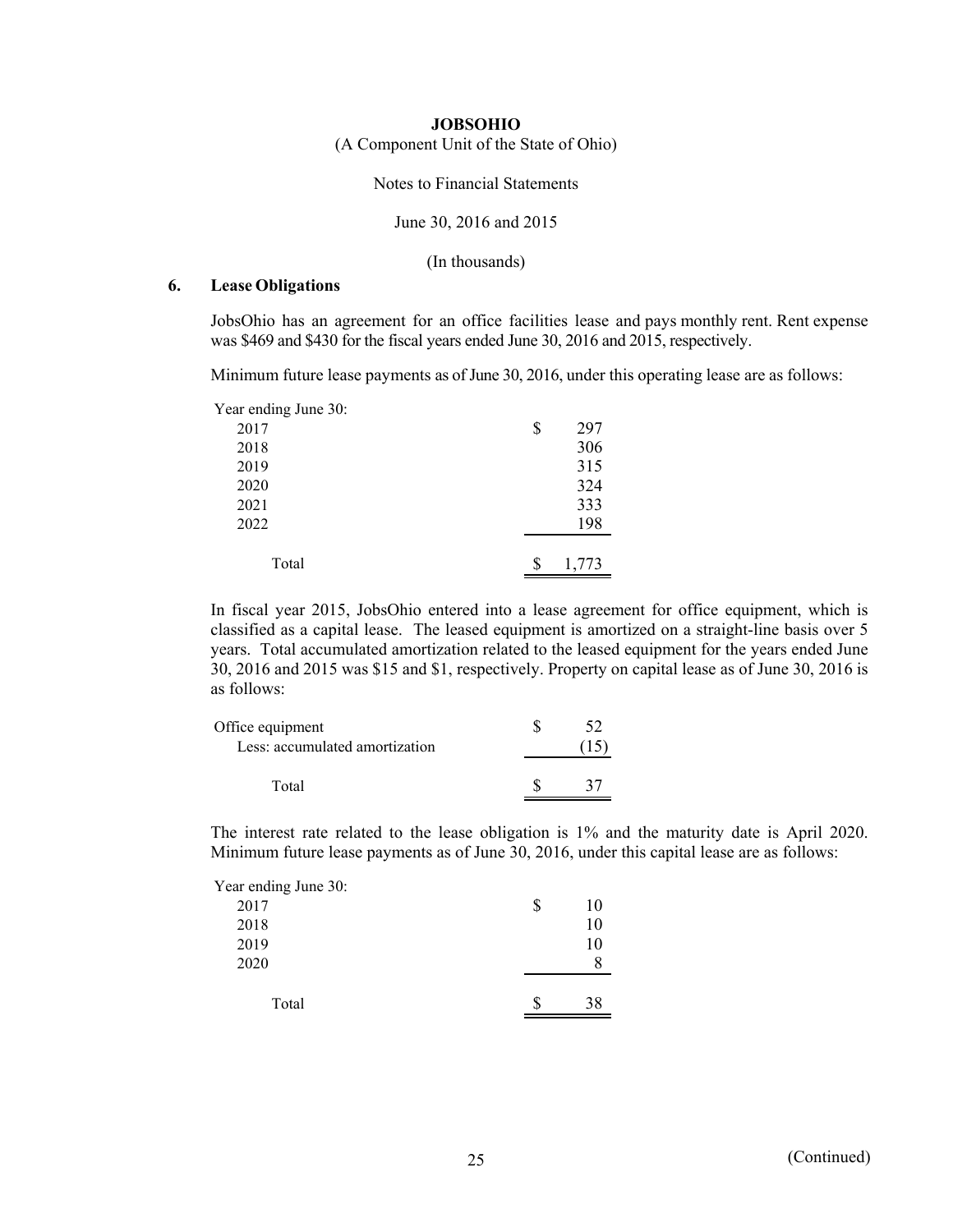**JOBSOHIO**

(A Component Unit of the State of Ohio)

Notes to Financial Statements

June 30, 2016 and 2015

(In thousands)

## 6. Lease Obligations

JobsOhio has an agreement for an office facilities lease and pays monthly rent. Rent expense was $469 and $430 for the fiscal years ended June 30, 2016 and 2015, respectively.

Minimum future lease payments as of June 30, 2016, under this operating lease are as follows:

| Year ending June 30: | |
|---|---|
| 2017 | $ 297 |
| 2018 | 306 |
| 2019 | 315 |
| 2020 | 324 |
| 2021 | 333 |
| 2022 | 198 |
| Total | $ 1,773 |

In fiscal year 2015, JobsOhio entered into a lease agreement for office equipment, which is classified as a capital lease. The leased equipment is amortized on a straight-line basis over 5 years. Total accumulated amortization related to the leased equipment for the years ended June 30, 2016 and 2015 was $15 and $1, respectively. Property on capital lease as of June 30, 2016 is as follows:

| | |
|---|---|
| Office equipment | $ 52 |
| Less: accumulated amortization | (15) |
| Total | $ 37 |

The interest rate related to the lease obligation is 1% and the maturity date is April 2020. Minimum future lease payments as of June 30, 2016, under this capital lease are as follows:

| Year ending June 30: | |
|---|---|
| 2017 | $ 10 |
| 2018 | 10 |
| 2019 | 10 |
| 2020 | 8 |
| Total | $ 38 |

(Continued)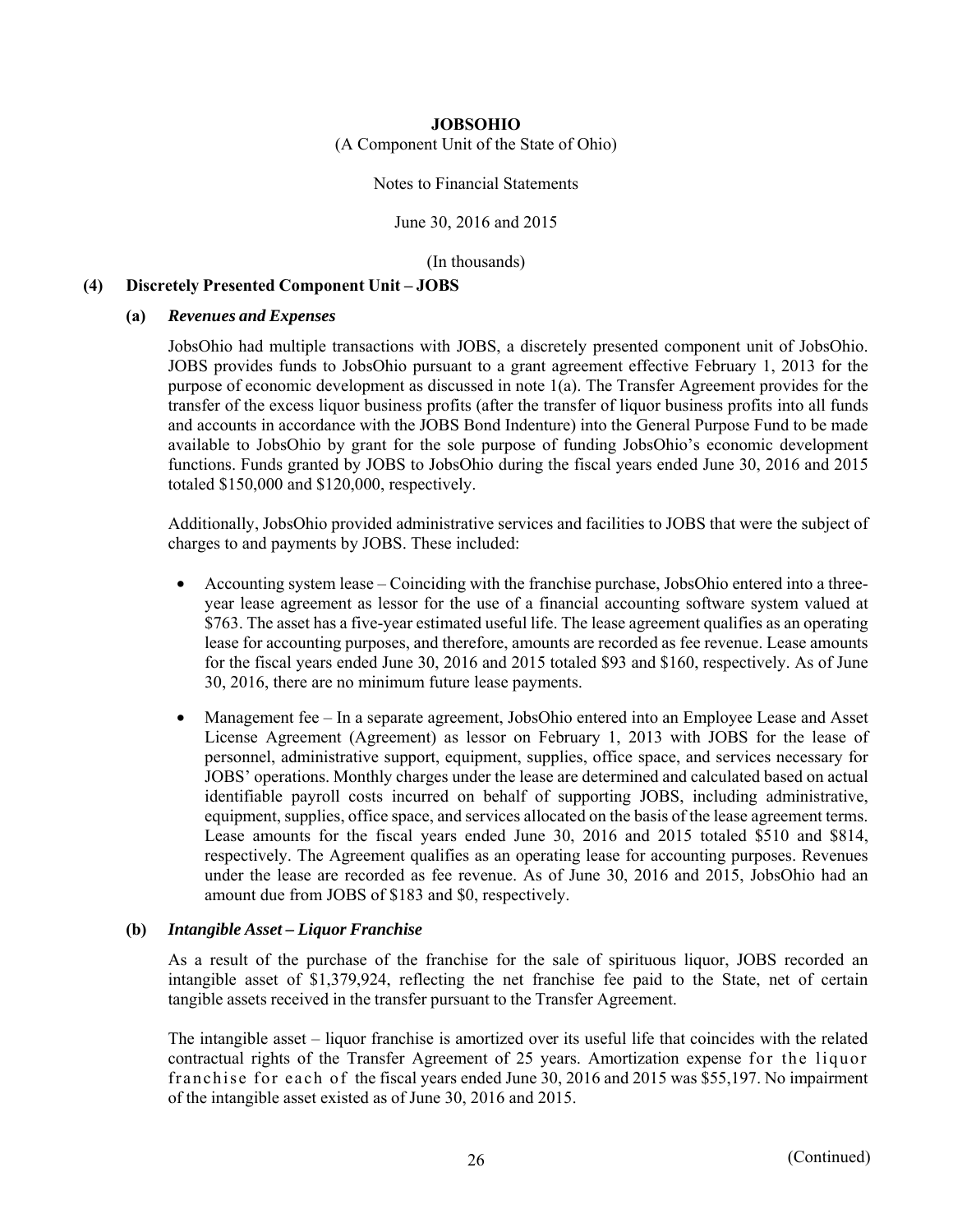# JOBSOHIO

(A Component Unit of the State of Ohio)

Notes to Financial Statements

June 30, 2016 and 2015

(In thousands)

## (4) Discretely Presented Component Unit – JOBS

### (a) *Revenues and Expenses*

JobsOhio had multiple transactions with JOBS, a discretely presented component unit of JobsOhio. JOBS provides funds to JobsOhio pursuant to a grant agreement effective February 1, 2013 for the purpose of economic development as discussed in note 1(a). The Transfer Agreement provides for the transfer of the excess liquor business profits (after the transfer of liquor business profits into all funds and accounts in accordance with the JOBS Bond Indenture) into the General Purpose Fund to be made available to JobsOhio by grant for the sole purpose of funding JobsOhio's economic development functions. Funds granted by JOBS to JobsOhio during the fiscal years ended June 30, 2016 and 2015 totaled $150,000 and $120,000, respectively.

Additionally, JobsOhio provided administrative services and facilities to JOBS that were the subject of charges to and payments by JOBS. These included:

- Accounting system lease – Coinciding with the franchise purchase, JobsOhio entered into a three-year lease agreement as lessor for the use of a financial accounting software system valued at $763. The asset has a five-year estimated useful life. The lease agreement qualifies as an operating lease for accounting purposes, and therefore, amounts are recorded as fee revenue. Lease amounts for the fiscal years ended June 30, 2016 and 2015 totaled $93 and $160, respectively. As of June 30, 2016, there are no minimum future lease payments.
- Management fee – In a separate agreement, JobsOhio entered into an Employee Lease and Asset License Agreement (Agreement) as lessor on February 1, 2013 with JOBS for the lease of personnel, administrative support, equipment, supplies, office space, and services necessary for JOBS' operations. Monthly charges under the lease are determined and calculated based on actual identifiable payroll costs incurred on behalf of supporting JOBS, including administrative, equipment, supplies, office space, and services allocated on the basis of the lease agreement terms. Lease amounts for the fiscal years ended June 30, 2016 and 2015 totaled $510 and $814, respectively. The Agreement qualifies as an operating lease for accounting purposes. Revenues under the lease are recorded as fee revenue. As of June 30, 2016 and 2015, JobsOhio had an amount due from JOBS of $183 and $0, respectively.

### (b) *Intangible Asset – Liquor Franchise*

As a result of the purchase of the franchise for the sale of spirituous liquor, JOBS recorded an intangible asset of $1,379,924, reflecting the net franchise fee paid to the State, net of certain tangible assets received in the transfer pursuant to the Transfer Agreement.

The intangible asset – liquor franchise is amortized over its useful life that coincides with the related contractual rights of the Transfer Agreement of 25 years. Amortization expense for the liquor franchise for each of the fiscal years ended June 30, 2016 and 2015 was $55,197. No impairment of the intangible asset existed as of June 30, 2016 and 2015.

(Continued)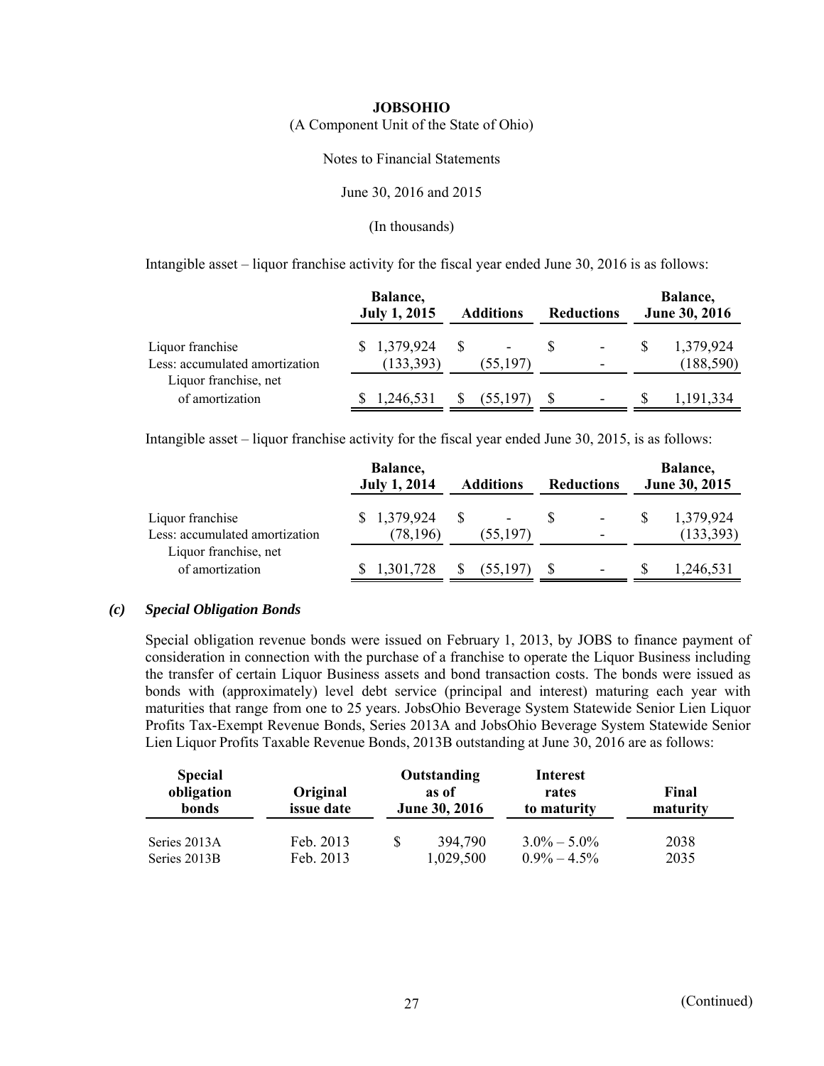**JOBSOHIO**

(A Component Unit of the State of Ohio)

Notes to Financial Statements

June 30, 2016 and 2015

(In thousands)

Intangible asset – liquor franchise activity for the fiscal year ended June 30, 2016 is as follows:

| | Balance, July 1, 2015 | Additions | Reductions | Balance, June 30, 2016 |
|---|---|---|---|---|
| Liquor franchise | $ 1,379,924 | $ - | $ - | $ 1,379,924 |
| Less: accumulated amortization | (133,393) | (55,197) | - | (188,590) |
| Liquor franchise, net of amortization | $ 1,246,531 | $ (55,197) | $ - | $ 1,191,334 |

Intangible asset – liquor franchise activity for the fiscal year ended June 30, 2015, is as follows:

| | Balance, July 1, 2014 | Additions | Reductions | Balance, June 30, 2015 |
|---|---|---|---|---|
| Liquor franchise | $ 1,379,924 | $ - | $ - | $ 1,379,924 |
| Less: accumulated amortization | (78,196) | (55,197) | - | (133,393) |
| Liquor franchise, net of amortization | $ 1,301,728 | $ (55,197) | $ - | $ 1,246,531 |

### *(c) Special Obligation Bonds*

Special obligation revenue bonds were issued on February 1, 2013, by JOBS to finance payment of consideration in connection with the purchase of a franchise to operate the Liquor Business including the transfer of certain Liquor Business assets and bond transaction costs. The bonds were issued as bonds with (approximately) level debt service (principal and interest) maturing each year with maturities that range from one to 25 years. JobsOhio Beverage System Statewide Senior Lien Liquor Profits Tax-Exempt Revenue Bonds, Series 2013A and JobsOhio Beverage System Statewide Senior Lien Liquor Profits Taxable Revenue Bonds, 2013B outstanding at June 30, 2016 are as follows:

| Special obligation bonds | Original issue date | Outstanding as of June 30, 2016 | Interest rates to maturity | Final maturity |
|---|---|---|---|---|
| Series 2013A | Feb. 2013 | $ 394,790 | 3.0% – 5.0% | 2038 |
| Series 2013B | Feb. 2013 | 1,029,500 | 0.9% – 4.5% | 2035 |

(Continued)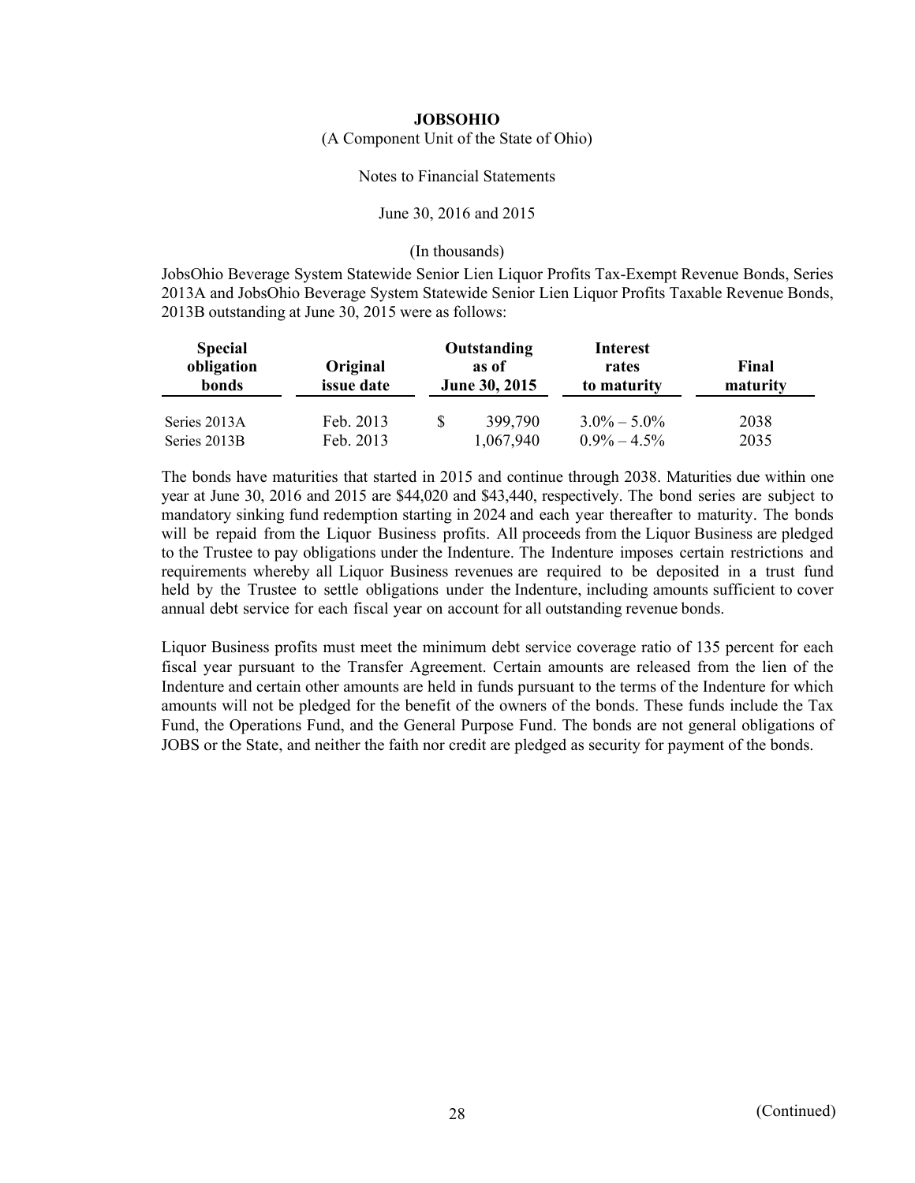JobsOhio Beverage System Statewide Senior Lien Liquor Profits Tax-Exempt Revenue Bonds, Series 2013A and JobsOhio Beverage System Statewide Senior Lien Liquor Profits Taxable Revenue Bonds, 2013B outstanding at June 30, 2015 were as follows:

| Special obligation bonds | Original issue date | Outstanding as of June 30, 2015 | Interest rates to maturity | Final maturity |
|---|---|---|---|---|
| Series 2013A | Feb. 2013 | $ 399,790 | 3.0% – 5.0% | 2038 |
| Series 2013B | Feb. 2013 | 1,067,940 | 0.9% – 4.5% | 2035 |

The bonds have maturities that started in 2015 and continue through 2038. Maturities due within one year at June 30, 2016 and 2015 are $44,020 and $43,440, respectively. The bond series are subject to mandatory sinking fund redemption starting in 2024 and each year thereafter to maturity. The bonds will be repaid from the Liquor Business profits. All proceeds from the Liquor Business are pledged to the Trustee to pay obligations under the Indenture. The Indenture imposes certain restrictions and requirements whereby all Liquor Business revenues are required to be deposited in a trust fund held by the Trustee to settle obligations under the Indenture, including amounts sufficient to cover annual debt service for each fiscal year on account for all outstanding revenue bonds.

Liquor Business profits must meet the minimum debt service coverage ratio of 135 percent for each fiscal year pursuant to the Transfer Agreement. Certain amounts are released from the lien of the Indenture and certain other amounts are held in funds pursuant to the terms of the Indenture for which amounts will not be pledged for the benefit of the owners of the bonds. These funds include the Tax Fund, the Operations Fund, and the General Purpose Fund. The bonds are not general obligations of JOBS or the State, and neither the faith nor credit are pledged as security for payment of the bonds.

(Continued)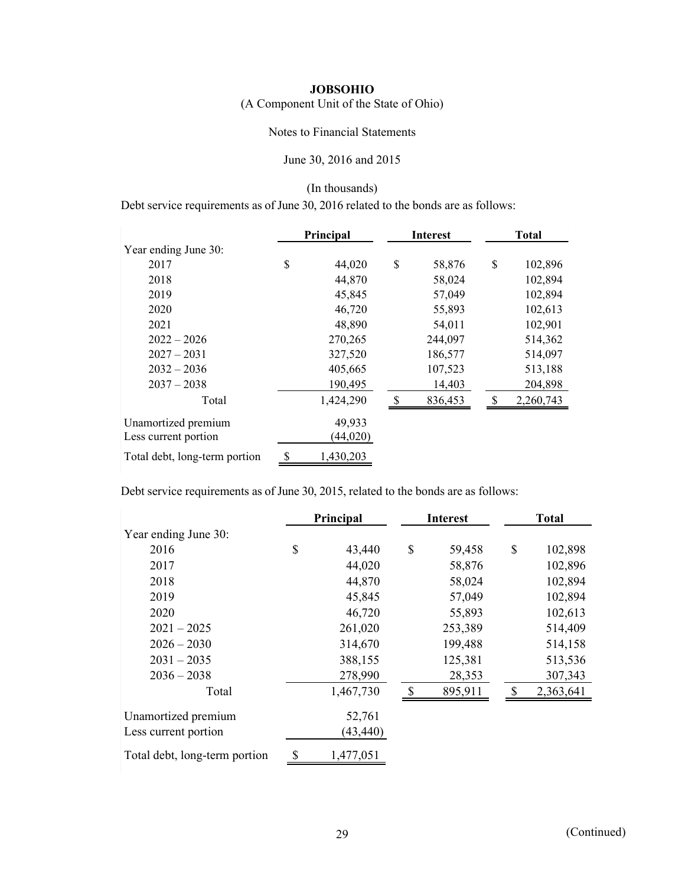**JOBSOHIO**

(A Component Unit of the State of Ohio)

Notes to Financial Statements

June 30, 2016 and 2015

(In thousands)

Debt service requirements as of June 30, 2016 related to the bonds are as follows:

| | Principal | Interest | Total |
|---|---|---|---|
| Year ending June 30: | | | |
| 2017 | $ 44,020 | $ 58,876 | $ 102,896 |
| 2018 | 44,870 | 58,024 | 102,894 |
| 2019 | 45,845 | 57,049 | 102,894 |
| 2020 | 46,720 | 55,893 | 102,613 |
| 2021 | 48,890 | 54,011 | 102,901 |
| 2022 – 2026 | 270,265 | 244,097 | 514,362 |
| 2027 – 2031 | 327,520 | 186,577 | 514,097 |
| 2032 – 2036 | 405,665 | 107,523 | 513,188 |
| 2037 – 2038 | 190,495 | 14,403 | 204,898 |
| Total | 1,424,290 | $ 836,453 | $ 2,260,743 |
| Unamortized premium | 49,933 | | |
| Less current portion | (44,020) | | |
| Total debt, long-term portion | $ 1,430,203 | | |

Debt service requirements as of June 30, 2015, related to the bonds are as follows:

| | Principal | Interest | Total |
|---|---|---|---|
| Year ending June 30: | | | |
| 2016 | $ 43,440 | $ 59,458 | $ 102,898 |
| 2017 | 44,020 | 58,876 | 102,896 |
| 2018 | 44,870 | 58,024 | 102,894 |
| 2019 | 45,845 | 57,049 | 102,894 |
| 2020 | 46,720 | 55,893 | 102,613 |
| 2021 – 2025 | 261,020 | 253,389 | 514,409 |
| 2026 – 2030 | 314,670 | 199,488 | 514,158 |
| 2031 – 2035 | 388,155 | 125,381 | 513,536 |
| 2036 – 2038 | 278,990 | 28,353 | 307,343 |
| Total | 1,467,730 | $ 895,911 | $ 2,363,641 |
| Unamortized premium | 52,761 | | |
| Less current portion | (43,440) | | |
| Total debt, long-term portion | $ 1,477,051 | | |

(Continued)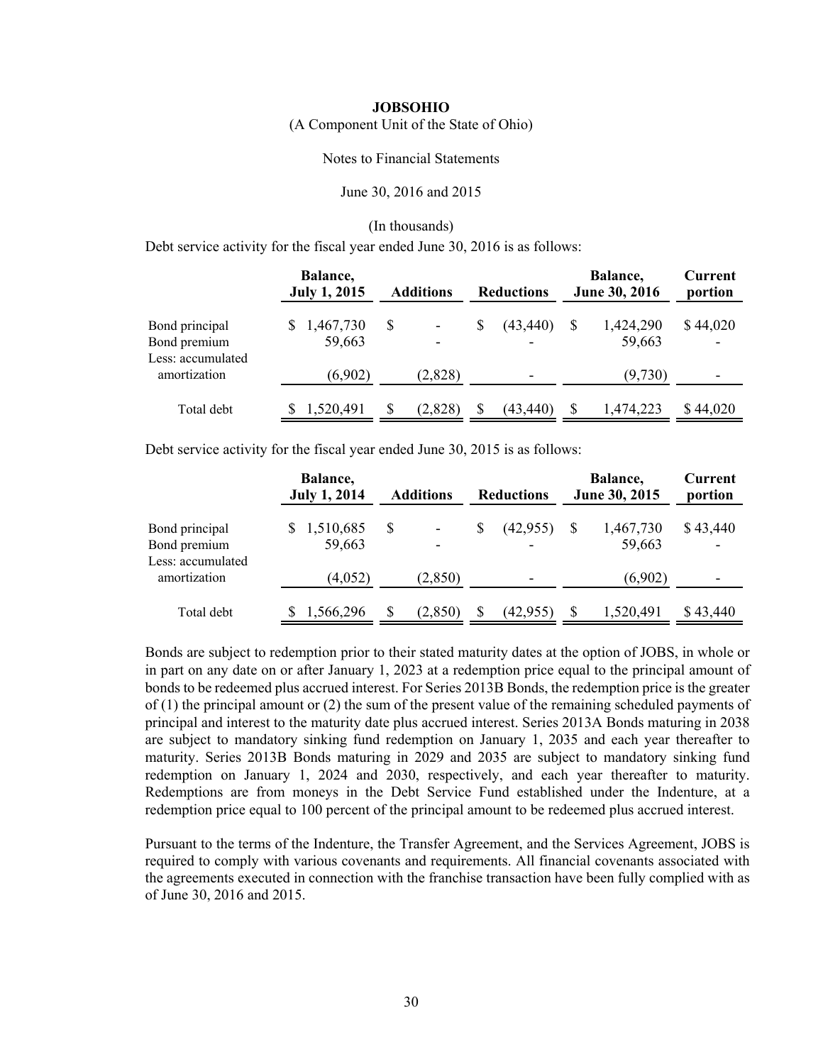**JOBSOHIO**

(A Component Unit of the State of Ohio)

Notes to Financial Statements

June 30, 2016 and 2015

(In thousands)

Debt service activity for the fiscal year ended June 30, 2016 is as follows:

| | Balance, July 1, 2015 | Additions | Reductions | Balance, June 30, 2016 | Current portion |
|---|---|---|---|---|---|
| Bond principal | $ 1,467,730 | $ - | $ (43,440) | $ 1,424,290 | $ 44,020 |
| Bond premium | 59,663 | - | - | 59,663 | - |
| Less: accumulated amortization | (6,902) | (2,828) | - | (9,730) | - |
| Total debt | $ 1,520,491 | $ (2,828) | $ (43,440) | $ 1,474,223 | $ 44,020 |

Debt service activity for the fiscal year ended June 30, 2015 is as follows:

| | Balance, July 1, 2014 | Additions | Reductions | Balance, June 30, 2015 | Current portion |
|---|---|---|---|---|---|
| Bond principal | $ 1,510,685 | $ - | $ (42,955) | $ 1,467,730 | $ 43,440 |
| Bond premium | 59,663 | - | - | 59,663 | - |
| Less: accumulated amortization | (4,052) | (2,850) | - | (6,902) | - |
| Total debt | $ 1,566,296 | $ (2,850) | $ (42,955) | $ 1,520,491 | $ 43,440 |

Bonds are subject to redemption prior to their stated maturity dates at the option of JOBS, in whole or in part on any date on or after January 1, 2023 at a redemption price equal to the principal amount of bonds to be redeemed plus accrued interest. For Series 2013B Bonds, the redemption price is the greater of (1) the principal amount or (2) the sum of the present value of the remaining scheduled payments of principal and interest to the maturity date plus accrued interest. Series 2013A Bonds maturing in 2038 are subject to mandatory sinking fund redemption on January 1, 2035 and each year thereafter to maturity. Series 2013B Bonds maturing in 2029 and 2035 are subject to mandatory sinking fund redemption on January 1, 2024 and 2030, respectively, and each year thereafter to maturity. Redemptions are from moneys in the Debt Service Fund established under the Indenture, at a redemption price equal to 100 percent of the principal amount to be redeemed plus accrued interest.

Pursuant to the terms of the Indenture, the Transfer Agreement, and the Services Agreement, JOBS is required to comply with various covenants and requirements. All financial covenants associated with the agreements executed in connection with the franchise transaction have been fully complied with as of June 30, 2016 and 2015.